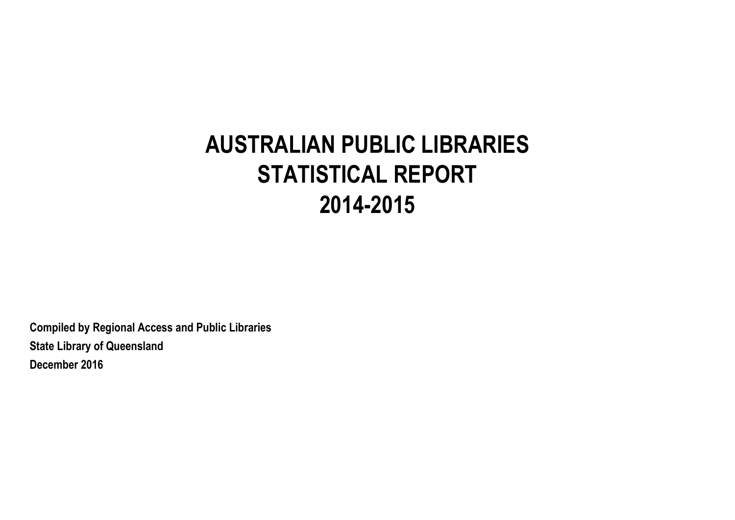# AUSTRALIAN PUBLIC LIBRARIES STATISTICAL REPORT 2014-2015

**Compiled by Regional Access and Public Libraries**

**State Library of Queensland**

**December 2016**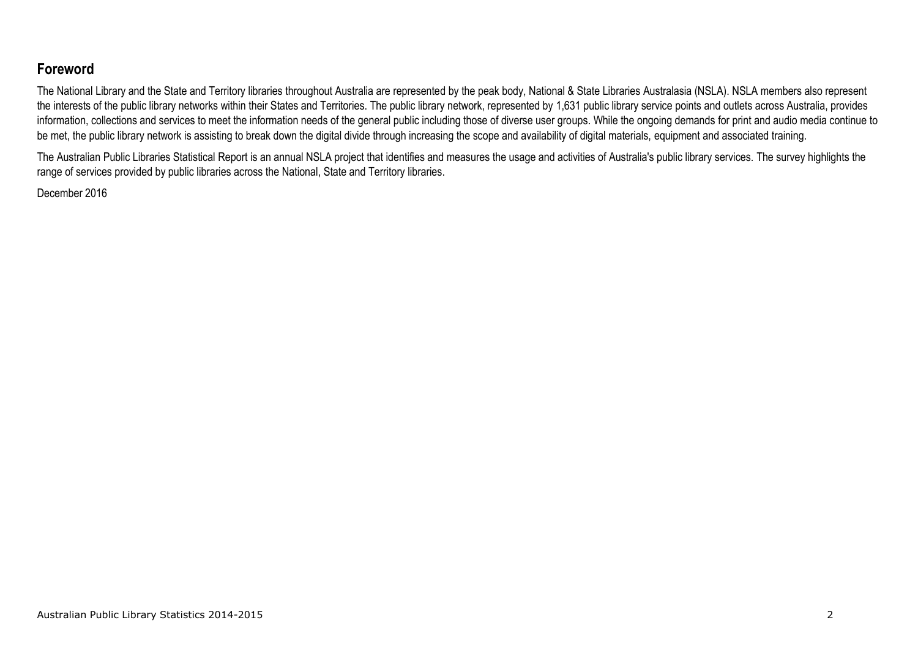## Foreword

The National Library and the State and Territory libraries throughout Australia are represented by the peak body, National & State Libraries Australasia (NSLA). NSLA members also represent the interests of the public library networks within their States and Territories. The public library network, represented by 1,631 public library service points and outlets across Australia, provides information, collections and services to meet the information needs of the general public including those of diverse user groups. While the ongoing demands for print and audio media continue to be met, the public library network is assisting to break down the digital divide through increasing the scope and availability of digital materials, equipment and associated training.

The Australian Public Libraries Statistical Report is an annual NSLA project that identifies and measures the usage and activities of Australia's public library services. The survey highlights the range of services provided by public libraries across the National, State and Territory libraries.

December 2016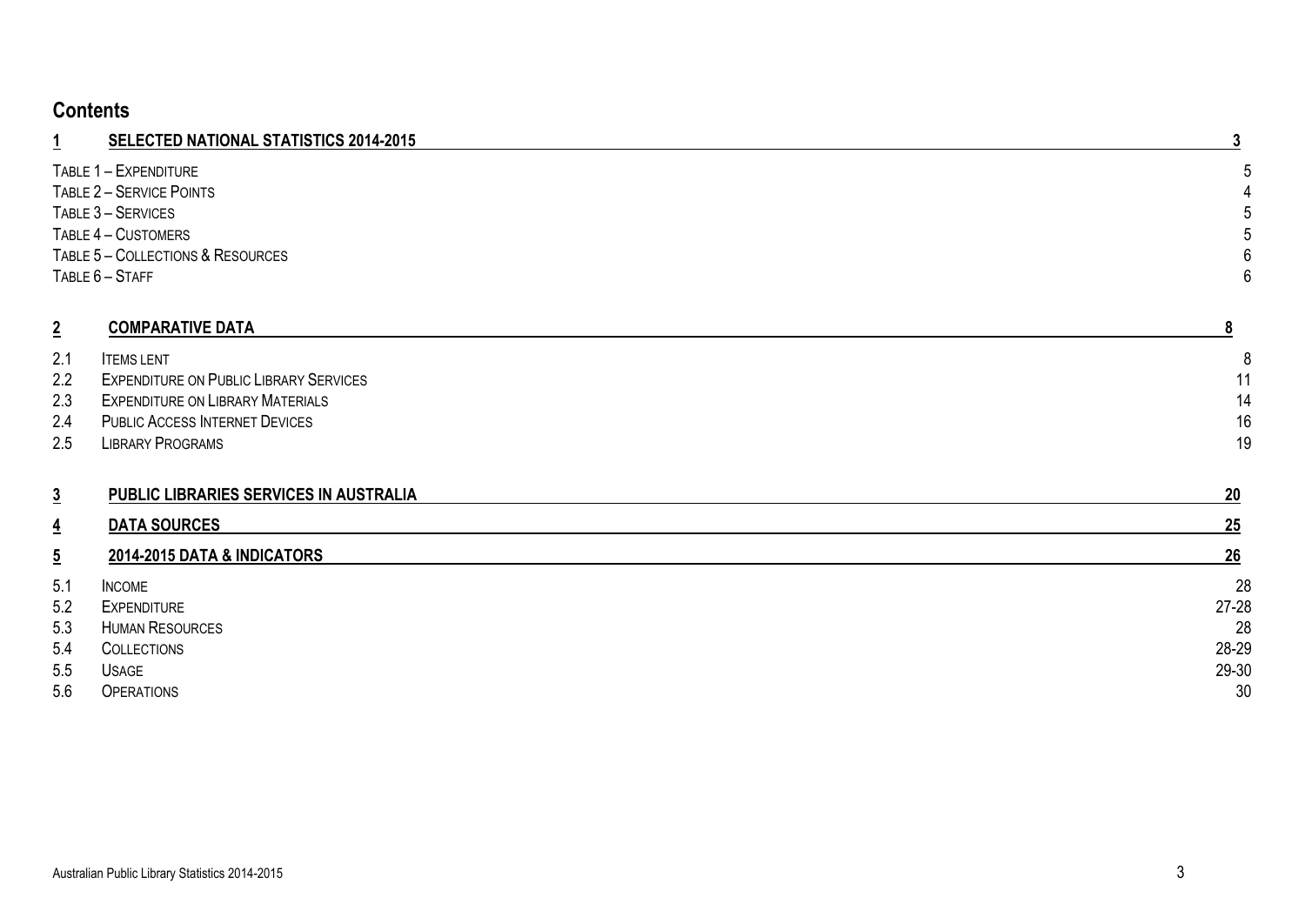## Contents

| | | |
|---|---|---|
| **1** | **SELECTED NATIONAL STATISTICS 2014-2015** | **3** |
| | Table 1 – Expenditure | 5 |
| | Table 2 – Service Points | 4 |
| | Table 3 – Services | 5 |
| | Table 4 – Customers | 5 |
| | Table 5 – Collections & Resources | 6 |
| | Table 6 – Staff | 6 |
| **2** | **COMPARATIVE DATA** | **8** |
| 2.1 | Items lent | 8 |
| 2.2 | Expenditure on Public Library Services | 11 |
| 2.3 | Expenditure on Library Materials | 14 |
| 2.4 | Public Access Internet Devices | 16 |
| 2.5 | Library Programs | 19 |
| **3** | **PUBLIC LIBRARIES SERVICES IN AUSTRALIA** | **20** |
| **4** | **DATA SOURCES** | **25** |
| **5** | **2014-2015 DATA & INDICATORS** | **26** |
| 5.1 | Income | 28 |
| 5.2 | Expenditure | 27-28 |
| 5.3 | Human Resources | 28 |
| 5.4 | Collections | 28-29 |
| 5.5 | Usage | 29-30 |
| 5.6 | Operations | 30 |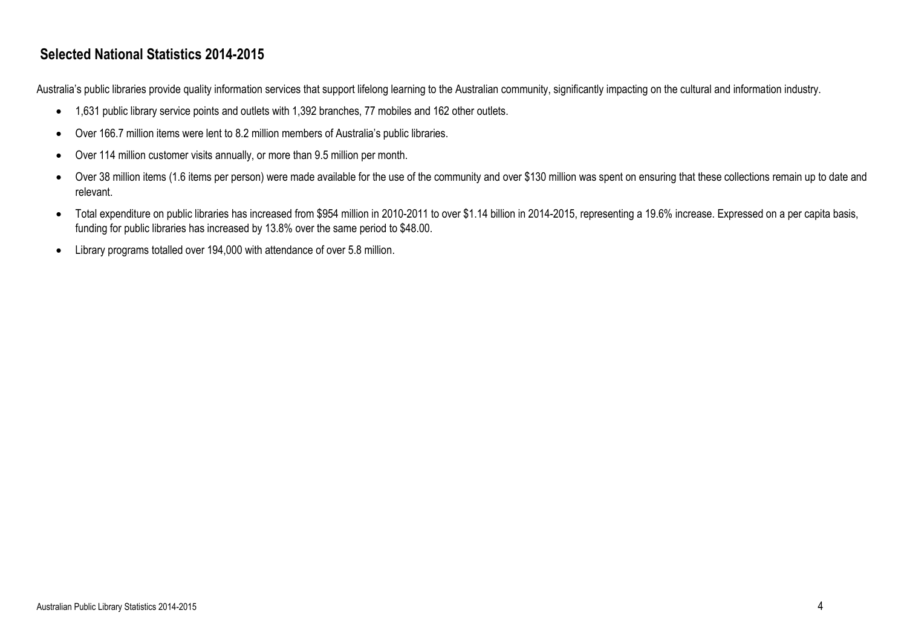## Selected National Statistics 2014-2015

Australia's public libraries provide quality information services that support lifelong learning to the Australian community, significantly impacting on the cultural and information industry.

- 1,631 public library service points and outlets with 1,392 branches, 77 mobiles and 162 other outlets.
- Over 166.7 million items were lent to 8.2 million members of Australia's public libraries.
- Over 114 million customer visits annually, or more than 9.5 million per month.
- Over 38 million items (1.6 items per person) were made available for the use of the community and over $130 million was spent on ensuring that these collections remain up to date and relevant.
- Total expenditure on public libraries has increased from $954 million in 2010-2011 to over $1.14 billion in 2014-2015, representing a 19.6% increase. Expressed on a per capita basis, funding for public libraries has increased by 13.8% over the same period to $48.00.
- Library programs totalled over 194,000 with attendance of over 5.8 million.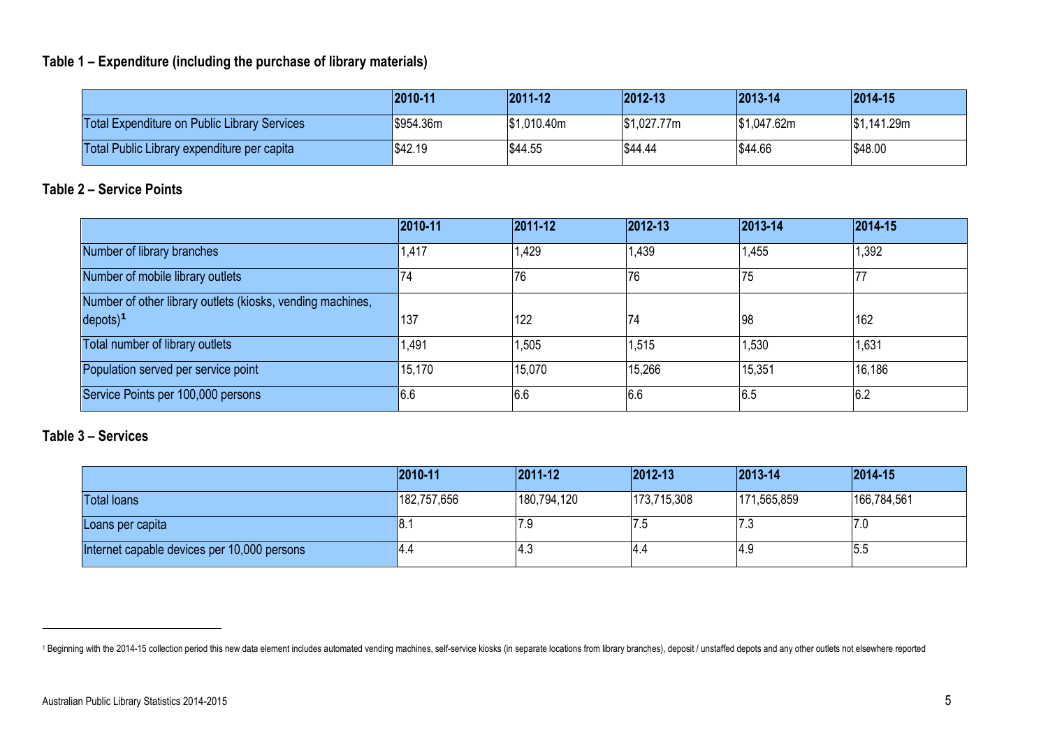### Table 1 – Expenditure (including the purchase of library materials)

| | 2010-11 | 2011-12 | 2012-13 | 2013-14 | 2014-15 |
|---|---|---|---|---|---|
| Total Expenditure on Public Library Services | $954.36m | $1,010.40m | $1,027.77m | $1,047.62m | $1,141.29m |
| Total Public Library expenditure per capita | $42.19 | $44.55 | $44.44 | $44.66 | $48.00 |

### Table 2 – Service Points

| | 2010-11 | 2011-12 | 2012-13 | 2013-14 | 2014-15 |
|---|---|---|---|---|---|
| Number of library branches | 1,417 | 1,429 | 1,439 | 1,455 | 1,392 |
| Number of mobile library outlets | 74 | 76 | 76 | 75 | 77 |
| Number of other library outlets (kiosks, vending machines, depots)[1] | 137 | 122 | 74 | 98 | 162 |
| Total number of library outlets | 1,491 | 1,505 | 1,515 | 1,530 | 1,631 |
| Population served per service point | 15,170 | 15,070 | 15,266 | 15,351 | 16,186 |
| Service Points per 100,000 persons | 6.6 | 6.6 | 6.6 | 6.5 | 6.2 |

### Table 3 – Services

| | 2010-11 | 2011-12 | 2012-13 | 2013-14 | 2014-15 |
|---|---|---|---|---|---|
| Total loans | 182,757,656 | 180,794,120 | 173,715,308 | 171,565,859 | 166,784,561 |
| Loans per capita | 8.1 | 7.9 | 7.5 | 7.3 | 7.0 |
| Internet capable devices per 10,000 persons | 4.4 | 4.3 | 4.4 | 4.9 | 5.5 |

---

[1] Beginning with the 2014-15 collection period this new data element includes automated vending machines, self-service kiosks (in separate locations from library branches), deposit / unstaffed depots and any other outlets not elsewhere reported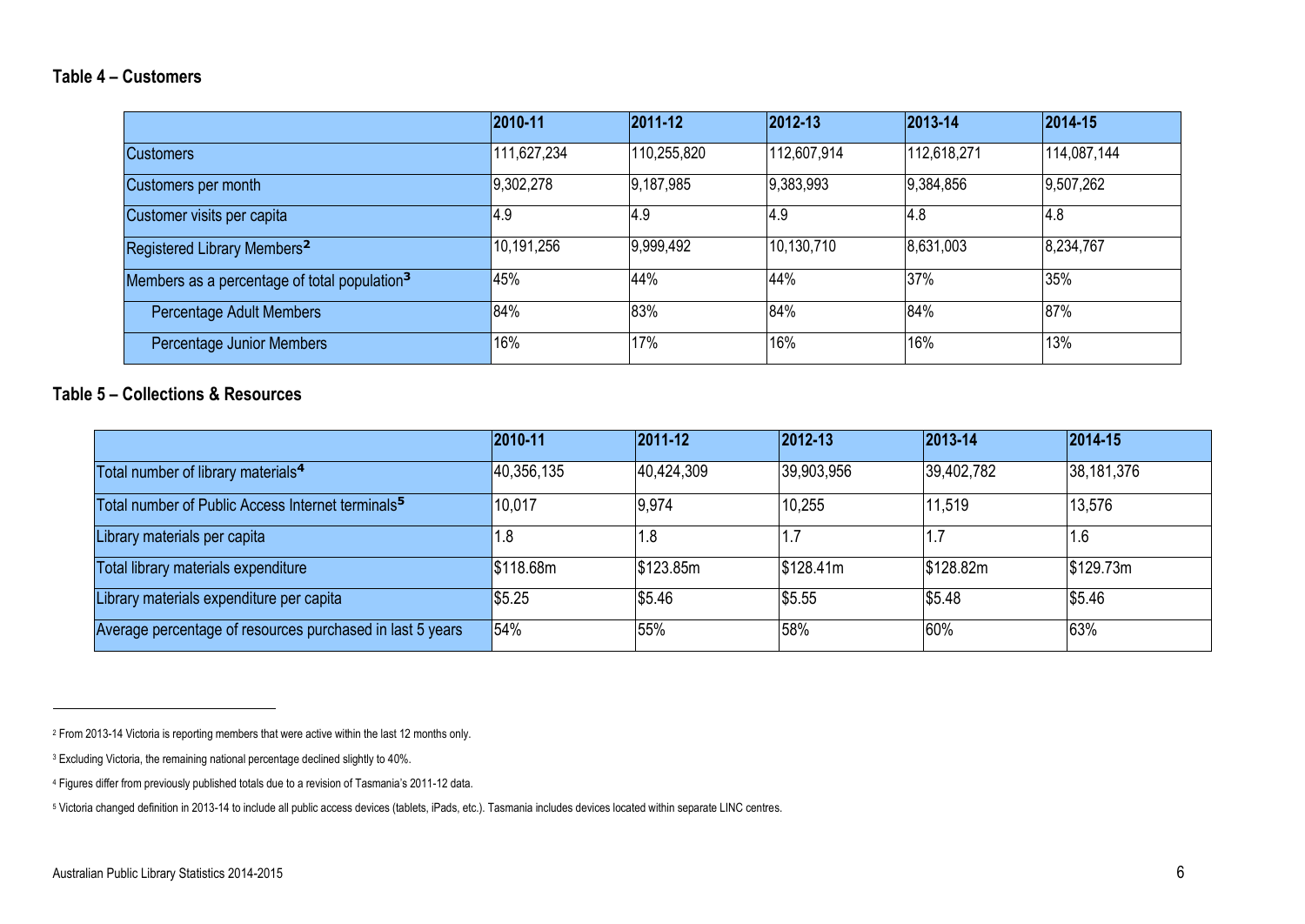### Table 4 – Customers

| | 2010-11 | 2011-12 | 2012-13 | 2013-14 | 2014-15 |
|---|---|---|---|---|---|
| Customers | 111,627,234 | 110,255,820 | 112,607,914 | 112,618,271 | 114,087,144 |
| Customers per month | 9,302,278 | 9,187,985 | 9,383,993 | 9,384,856 | 9,507,262 |
| Customer visits per capita | 4.9 | 4.9 | 4.9 | 4.8 | 4.8 |
| Registered Library Members[2] | 10,191,256 | 9,999,492 | 10,130,710 | 8,631,003 | 8,234,767 |
| Members as a percentage of total population[3] | 45% | 44% | 44% | 37% | 35% |
| Percentage Adult Members | 84% | 83% | 84% | 84% | 87% |
| Percentage Junior Members | 16% | 17% | 16% | 16% | 13% |

### Table 5 – Collections & Resources

| | 2010-11 | 2011-12 | 2012-13 | 2013-14 | 2014-15 |
|---|---|---|---|---|---|
| Total number of library materials[4] | 40,356,135 | 40,424,309 | 39,903,956 | 39,402,782 | 38,181,376 |
| Total number of Public Access Internet terminals[5] | 10,017 | 9,974 | 10,255 | 11,519 | 13,576 |
| Library materials per capita | 1.8 | 1.8 | 1.7 | 1.7 | 1.6 |
| Total library materials expenditure | $118.68m | $123.85m | $128.41m | $128.82m | $129.73m |
| Library materials expenditure per capita | $5.25 | $5.46 | $5.55 | $5.48 | $5.46 |
| Average percentage of resources purchased in last 5 years | 54% | 55% | 58% | 60% | 63% |

[2] From 2013-14 Victoria is reporting members that were active within the last 12 months only.

[3] Excluding Victoria, the remaining national percentage declined slightly to 40%.

[4] Figures differ from previously published totals due to a revision of Tasmania's 2011-12 data.

[5] Victoria changed definition in 2013-14 to include all public access devices (tablets, iPads, etc.). Tasmania includes devices located within separate LINC centres.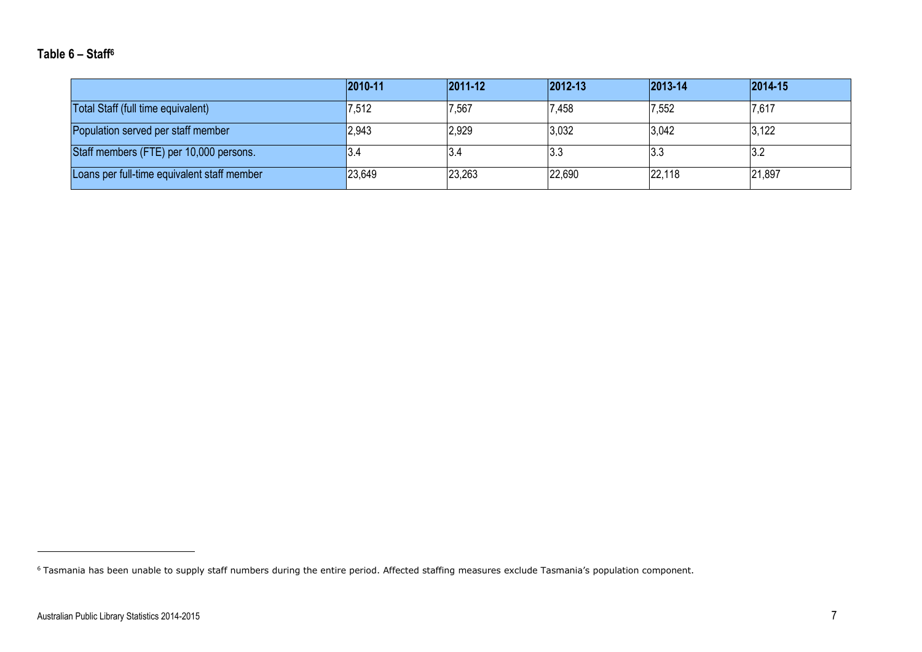### Table 6 – Staff[6]

| | 2010-11 | 2011-12 | 2012-13 | 2013-14 | 2014-15 |
|---|---|---|---|---|---|
| Total Staff (full time equivalent) | 7,512 | 7,567 | 7,458 | 7,552 | 7,617 |
| Population served per staff member | 2,943 | 2,929 | 3,032 | 3,042 | 3,122 |
| Staff members (FTE) per 10,000 persons. | 3.4 | 3.4 | 3.3 | 3.3 | 3.2 |
| Loans per full-time equivalent staff member | 23,649 | 23,263 | 22,690 | 22,118 | 21,897 |

[6] Tasmania has been unable to supply staff numbers during the entire period. Affected staffing measures exclude Tasmania's population component.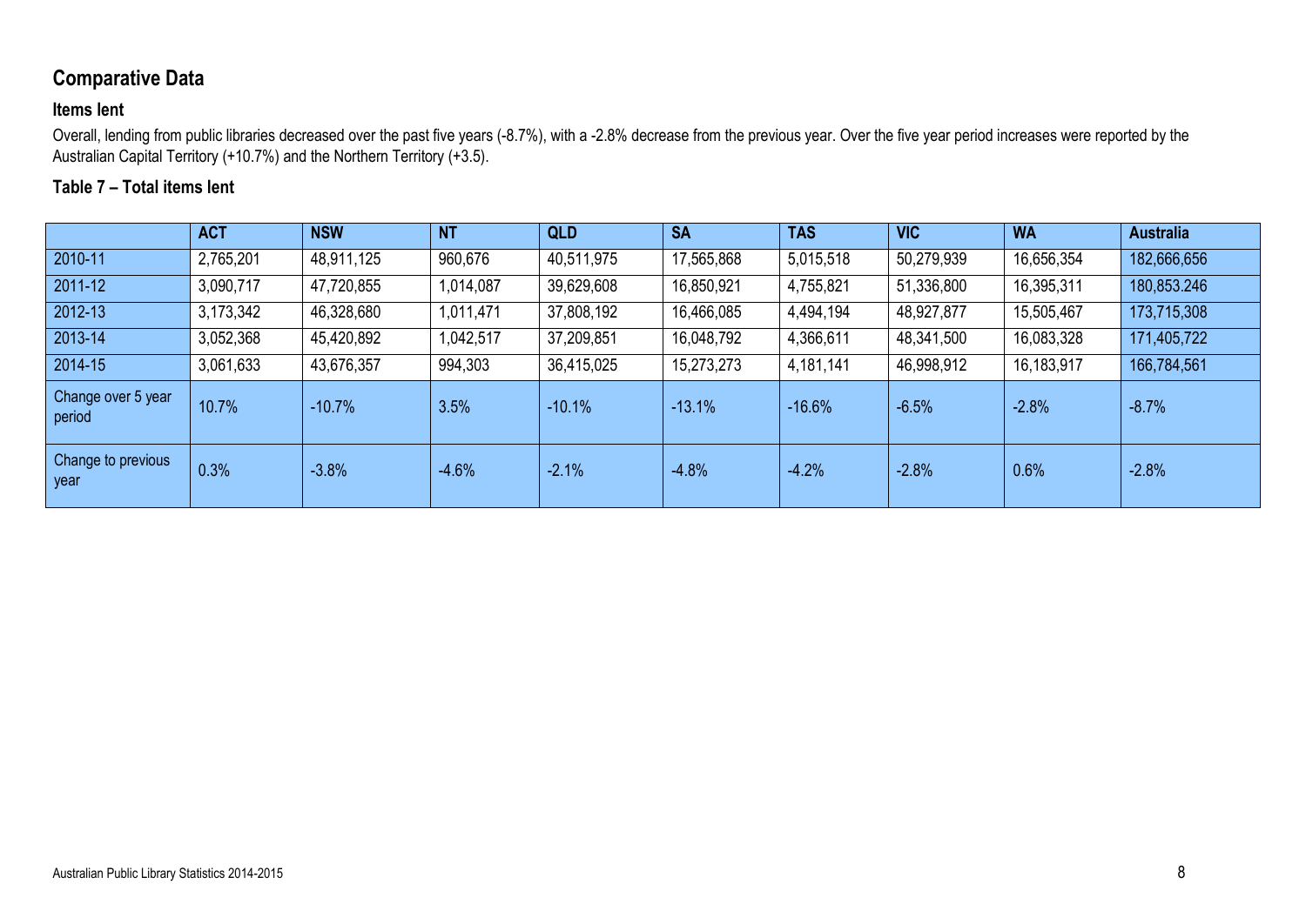## Comparative Data

### Items lent

Overall, lending from public libraries decreased over the past five years (-8.7%), with a -2.8% decrease from the previous year. Over the five year period increases were reported by the Australian Capital Territory (+10.7%) and the Northern Territory (+3.5).

### Table 7 – Total items lent

| | ACT | NSW | NT | QLD | SA | TAS | VIC | WA | Australia |
|---|---|---|---|---|---|---|---|---|---|
| 2010-11 | 2,765,201 | 48,911,125 | 960,676 | 40,511,975 | 17,565,868 | 5,015,518 | 50,279,939 | 16,656,354 | 182,666,656 |
| 2011-12 | 3,090,717 | 47,720,855 | 1,014,087 | 39,629,608 | 16,850,921 | 4,755,821 | 51,336,800 | 16,395,311 | 180,853.246 |
| 2012-13 | 3,173,342 | 46,328,680 | 1,011,471 | 37,808,192 | 16,466,085 | 4,494,194 | 48,927,877 | 15,505,467 | 173,715,308 |
| 2013-14 | 3,052,368 | 45,420,892 | 1,042,517 | 37,209,851 | 16,048,792 | 4,366,611 | 48,341,500 | 16,083,328 | 171,405,722 |
| 2014-15 | 3,061,633 | 43,676,357 | 994,303 | 36,415,025 | 15,273,273 | 4,181,141 | 46,998,912 | 16,183,917 | 166,784,561 |
| Change over 5 year period | 10.7% | -10.7% | 3.5% | -10.1% | -13.1% | -16.6% | -6.5% | -2.8% | -8.7% |
| Change to previous year | 0.3% | -3.8% | -4.6% | -2.1% | -4.8% | -4.2% | -2.8% | 0.6% | -2.8% |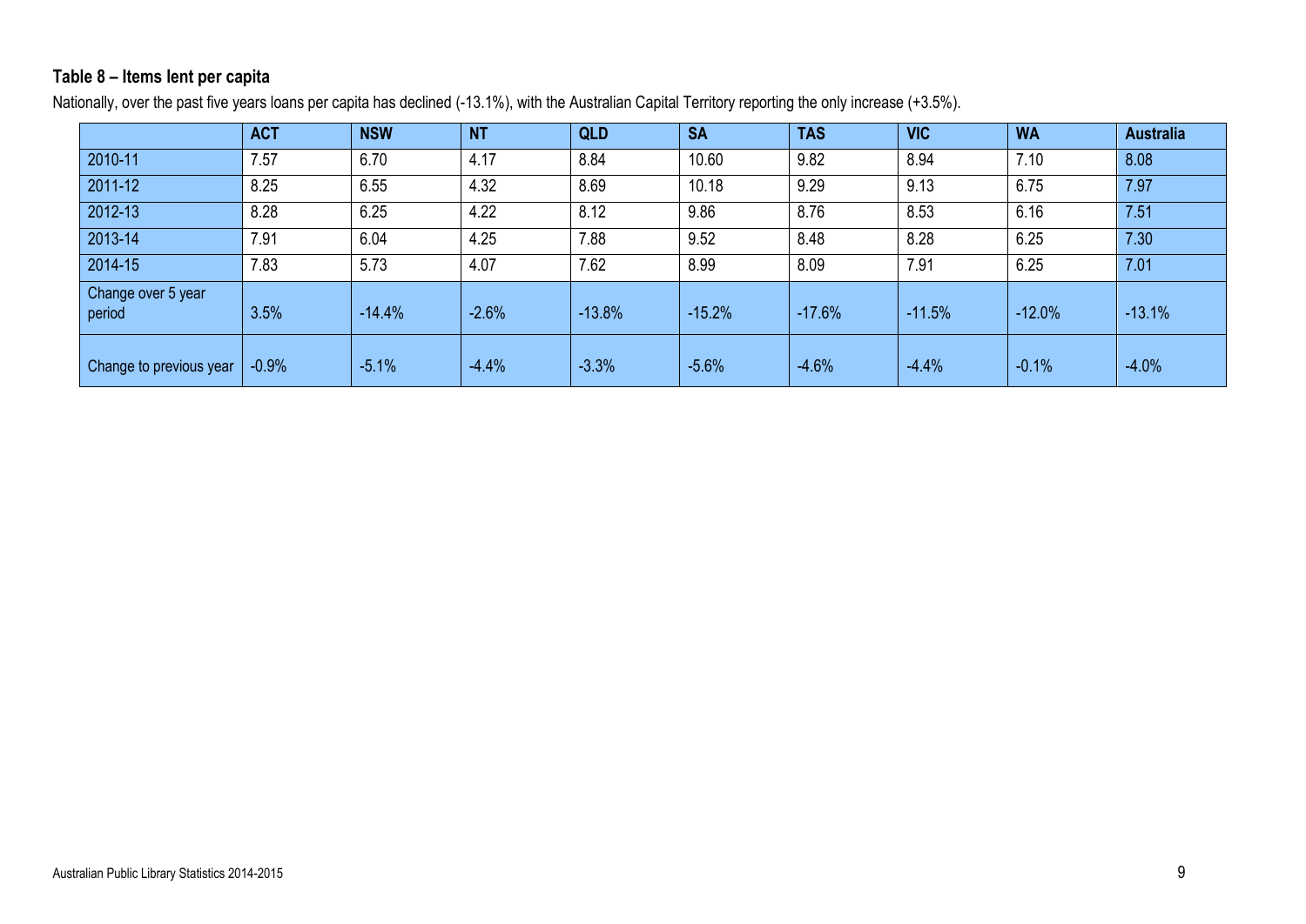### Table 8 – Items lent per capita

Nationally, over the past five years loans per capita has declined (-13.1%), with the Australian Capital Territory reporting the only increase (+3.5%).

| | ACT | NSW | NT | QLD | SA | TAS | VIC | WA | Australia |
|---|---|---|---|---|---|---|---|---|---|
| 2010-11 | 7.57 | 6.70 | 4.17 | 8.84 | 10.60 | 9.82 | 8.94 | 7.10 | 8.08 |
| 2011-12 | 8.25 | 6.55 | 4.32 | 8.69 | 10.18 | 9.29 | 9.13 | 6.75 | 7.97 |
| 2012-13 | 8.28 | 6.25 | 4.22 | 8.12 | 9.86 | 8.76 | 8.53 | 6.16 | 7.51 |
| 2013-14 | 7.91 | 6.04 | 4.25 | 7.88 | 9.52 | 8.48 | 8.28 | 6.25 | 7.30 |
| 2014-15 | 7.83 | 5.73 | 4.07 | 7.62 | 8.99 | 8.09 | 7.91 | 6.25 | 7.01 |
| Change over 5 year period | 3.5% | -14.4% | -2.6% | -13.8% | -15.2% | -17.6% | -11.5% | -12.0% | -13.1% |
| Change to previous year | -0.9% | -5.1% | -4.4% | -3.3% | -5.6% | -4.6% | -4.4% | -0.1% | -4.0% |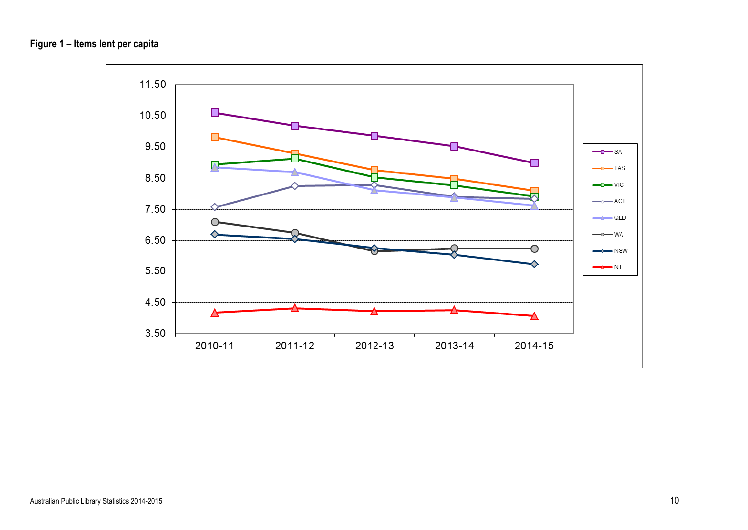**Figure 1 – Items lent per capita**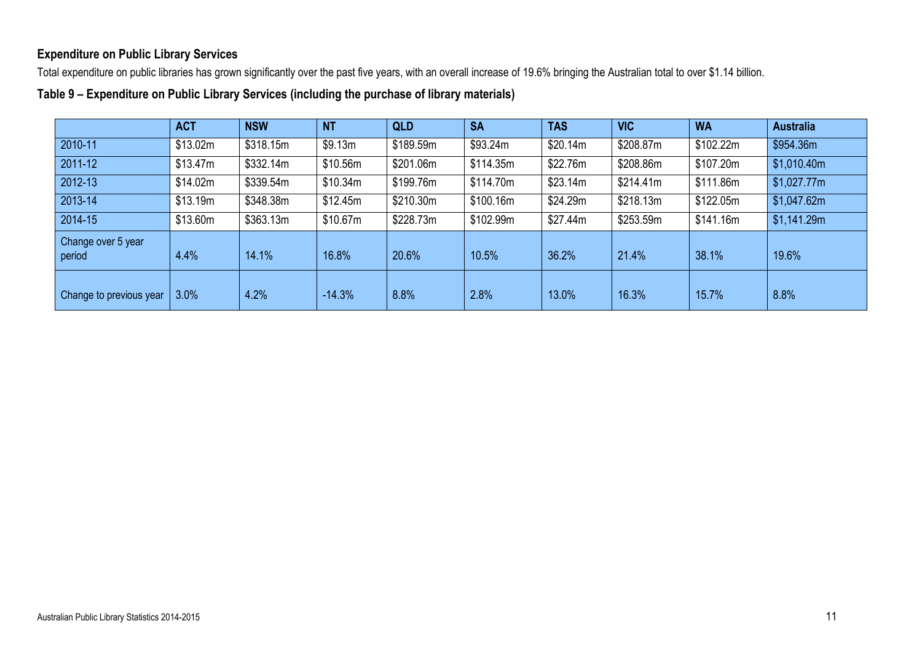## Expenditure on Public Library Services

Total expenditure on public libraries has grown significantly over the past five years, with an overall increase of 19.6% bringing the Australian total to over $1.14 billion.

### Table 9 – Expenditure on Public Library Services (including the purchase of library materials)

| | ACT | NSW | NT | QLD | SA | TAS | VIC | WA | Australia |
|---|---|---|---|---|---|---|---|---|---|
| 2010-11 | $13.02m | $318.15m | $9.13m | $189.59m | $93.24m | $20.14m | $208.87m | $102.22m | $954.36m |
| 2011-12 | $13.47m | $332.14m | $10.56m | $201.06m | $114.35m | $22.76m | $208.86m | $107.20m | $1,010.40m |
| 2012-13 | $14.02m | $339.54m | $10.34m | $199.76m | $114.70m | $23.14m | $214.41m | $111.86m | $1,027.77m |
| 2013-14 | $13.19m | $348.38m | $12.45m | $210.30m | $100.16m | $24.29m | $218.13m | $122.05m | $1,047.62m |
| 2014-15 | $13.60m | $363.13m | $10.67m | $228.73m | $102.99m | $27.44m | $253.59m | $141.16m | $1,141.29m |
| Change over 5 year period | 4.4% | 14.1% | 16.8% | 20.6% | 10.5% | 36.2% | 21.4% | 38.1% | 19.6% |
| Change to previous year | 3.0% | 4.2% | -14.3% | 8.8% | 2.8% | 13.0% | 16.3% | 15.7% | 8.8% |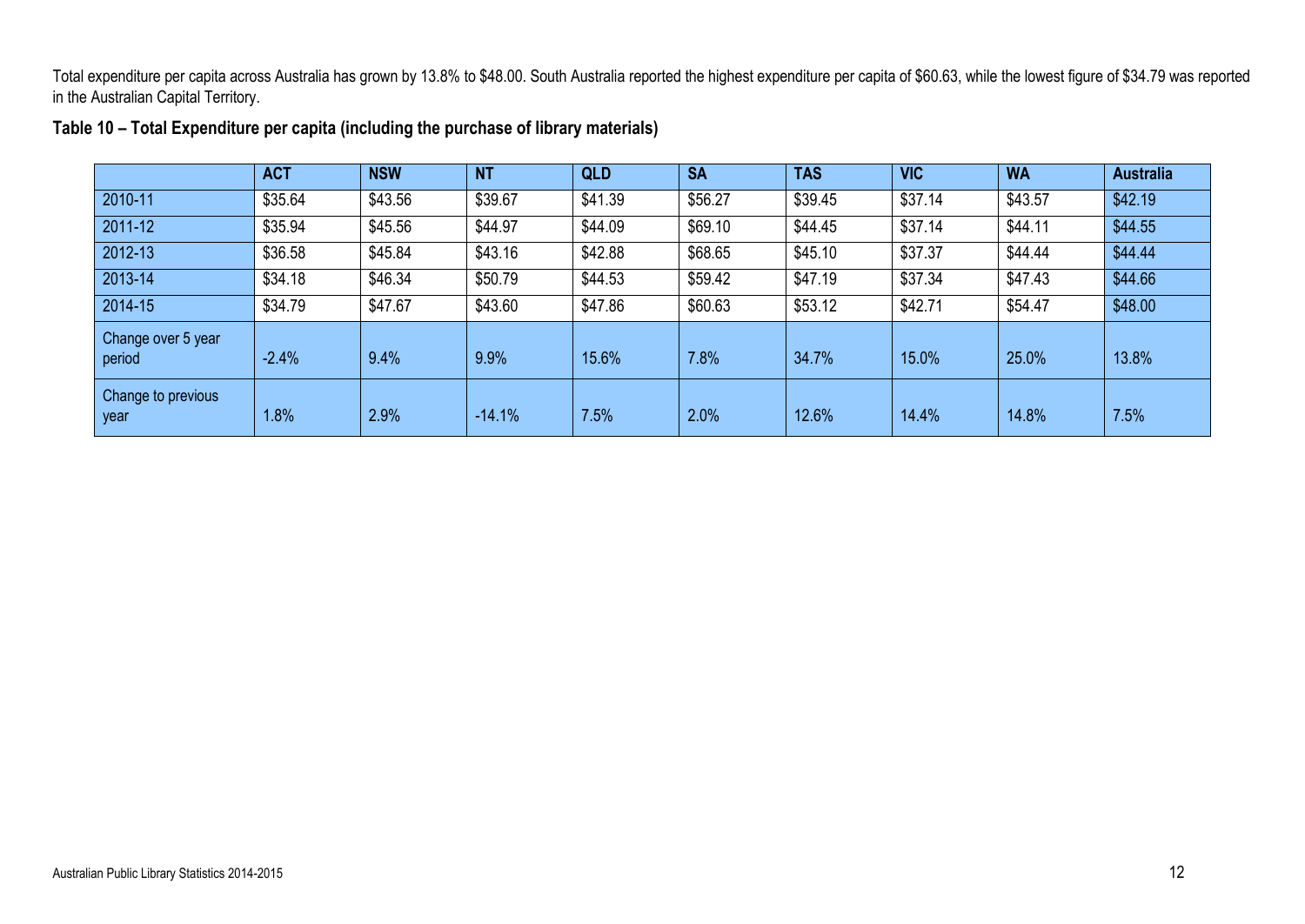Total expenditure per capita across Australia has grown by 13.8% to $48.00. South Australia reported the highest expenditure per capita of $60.63, while the lowest figure of $34.79 was reported in the Australian Capital Territory.

**Table 10 – Total Expenditure per capita (including the purchase of library materials)**

| | ACT | NSW | NT | QLD | SA | TAS | VIC | WA | Australia |
|---|---|---|---|---|---|---|---|---|---|
| 2010-11 | $35.64 | $43.56 | $39.67 | $41.39 | $56.27 | $39.45 | $37.14 | $43.57 | $42.19 |
| 2011-12 | $35.94 | $45.56 | $44.97 | $44.09 | $69.10 | $44.45 | $37.14 | $44.11 | $44.55 |
| 2012-13 | $36.58 | $45.84 | $43.16 | $42.88 | $68.65 | $45.10 | $37.37 | $44.44 | $44.44 |
| 2013-14 | $34.18 | $46.34 | $50.79 | $44.53 | $59.42 | $47.19 | $37.34 | $47.43 | $44.66 |
| 2014-15 | $34.79 | $47.67 | $43.60 | $47.86 | $60.63 | $53.12 | $42.71 | $54.47 | $48.00 |
| Change over 5 year period | -2.4% | 9.4% | 9.9% | 15.6% | 7.8% | 34.7% | 15.0% | 25.0% | 13.8% |
| Change to previous year | 1.8% | 2.9% | -14.1% | 7.5% | 2.0% | 12.6% | 14.4% | 14.8% | 7.5% |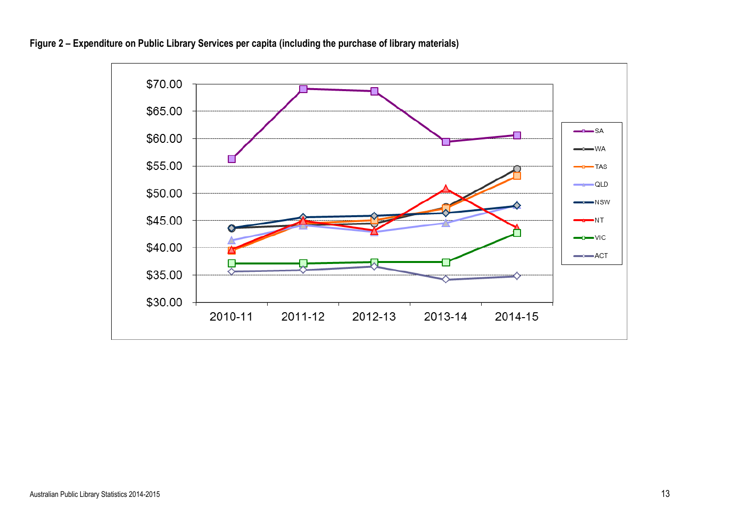**Figure 2 – Expenditure on Public Library Services per capita (including the purchase of library materials)**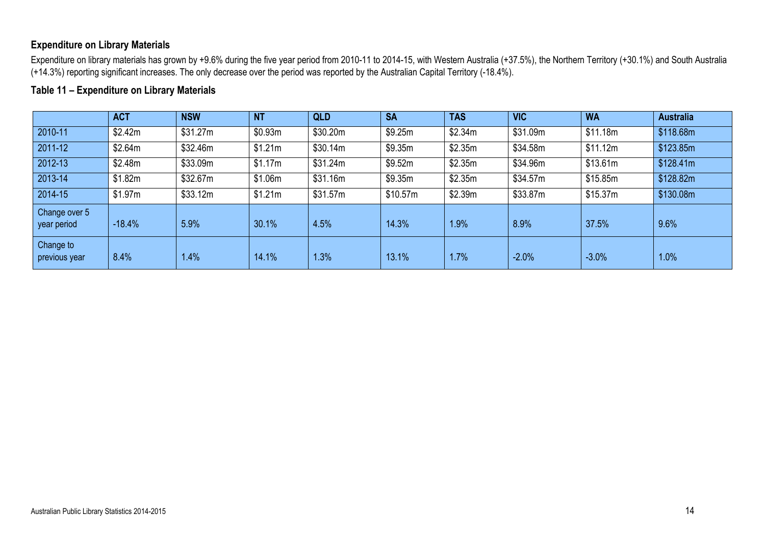## Expenditure on Library Materials

Expenditure on library materials has grown by +9.6% during the five year period from 2010-11 to 2014-15, with Western Australia (+37.5%), the Northern Territory (+30.1%) and South Australia (+14.3%) reporting significant increases. The only decrease over the period was reported by the Australian Capital Territory (-18.4%).

### Table 11 – Expenditure on Library Materials

| | ACT | NSW | NT | QLD | SA | TAS | VIC | WA | Australia |
|---|---|---|---|---|---|---|---|---|---|
| 2010-11 | $2.42m | $31.27m | $0.93m | $30.20m | $9.25m | $2.34m | $31.09m | $11.18m | $118.68m |
| 2011-12 | $2.64m | $32.46m | $1.21m | $30.14m | $9.35m | $2.35m | $34.58m | $11.12m | $123.85m |
| 2012-13 | $2.48m | $33.09m | $1.17m | $31.24m | $9.52m | $2.35m | $34.96m | $13.61m | $128.41m |
| 2013-14 | $1.82m | $32.67m | $1.06m | $31.16m | $9.35m | $2.35m | $34.57m | $15.85m | $128.82m |
| 2014-15 | $1.97m | $33.12m | $1.21m | $31.57m | $10.57m | $2.39m | $33.87m | $15.37m | $130.08m |
| Change over 5 year period | -18.4% | 5.9% | 30.1% | 4.5% | 14.3% | 1.9% | 8.9% | 37.5% | 9.6% |
| Change to previous year | 8.4% | 1.4% | 14.1% | 1.3% | 13.1% | 1.7% | -2.0% | -3.0% | 1.0% |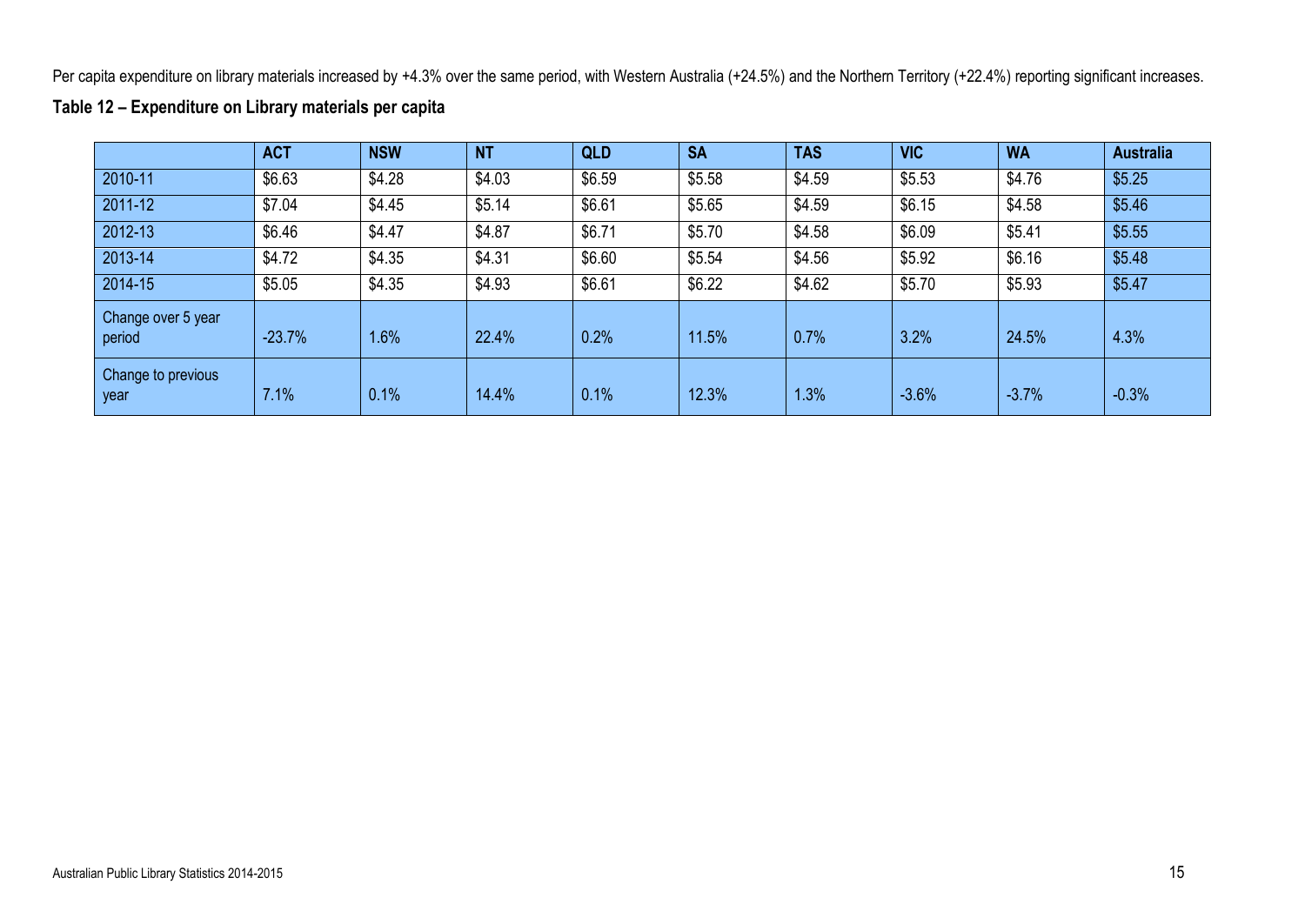Per capita expenditure on library materials increased by +4.3% over the same period, with Western Australia (+24.5%) and the Northern Territory (+22.4%) reporting significant increases.

**Table 12 – Expenditure on Library materials per capita**

| | ACT | NSW | NT | QLD | SA | TAS | VIC | WA | Australia |
|---|---|---|---|---|---|---|---|---|---|
| 2010-11 | $6.63 | $4.28 | $4.03 | $6.59 | $5.58 | $4.59 | $5.53 | $4.76 | $5.25 |
| 2011-12 | $7.04 | $4.45 | $5.14 | $6.61 | $5.65 | $4.59 | $6.15 | $4.58 | $5.46 |
| 2012-13 | $6.46 | $4.47 | $4.87 | $6.71 | $5.70 | $4.58 | $6.09 | $5.41 | $5.55 |
| 2013-14 | $4.72 | $4.35 | $4.31 | $6.60 | $5.54 | $4.56 | $5.92 | $6.16 | $5.48 |
| 2014-15 | $5.05 | $4.35 | $4.93 | $6.61 | $6.22 | $4.62 | $5.70 | $5.93 | $5.47 |
| Change over 5 year period | -23.7% | 1.6% | 22.4% | 0.2% | 11.5% | 0.7% | 3.2% | 24.5% | 4.3% |
| Change to previous year | 7.1% | 0.1% | 14.4% | 0.1% | 12.3% | 1.3% | -3.6% | -3.7% | -0.3% |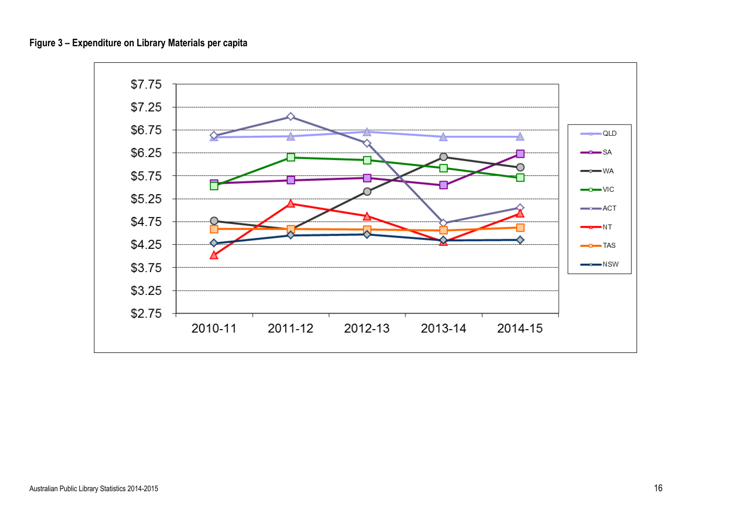**Figure 3 – Expenditure on Library Materials per capita**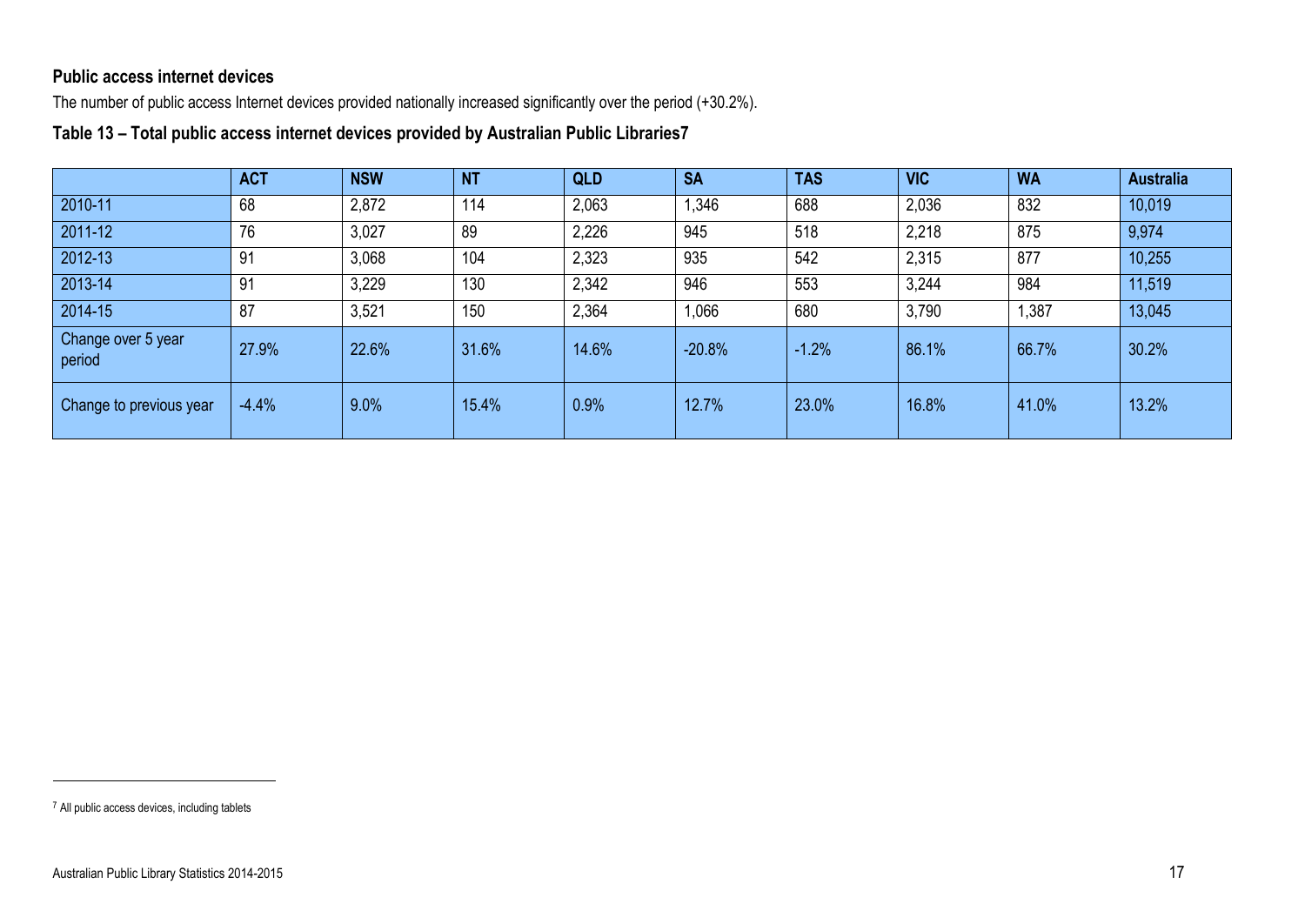### Public access internet devices

The number of public access Internet devices provided nationally increased significantly over the period (+30.2%).

### Table 13 – Total public access internet devices provided by Australian Public Libraries[7]

| | ACT | NSW | NT | QLD | SA | TAS | VIC | WA | Australia |
|---|---|---|---|---|---|---|---|---|---|
| 2010-11 | 68 | 2,872 | 114 | 2,063 | 1,346 | 688 | 2,036 | 832 | 10,019 |
| 2011-12 | 76 | 3,027 | 89 | 2,226 | 945 | 518 | 2,218 | 875 | 9,974 |
| 2012-13 | 91 | 3,068 | 104 | 2,323 | 935 | 542 | 2,315 | 877 | 10,255 |
| 2013-14 | 91 | 3,229 | 130 | 2,342 | 946 | 553 | 3,244 | 984 | 11,519 |
| 2014-15 | 87 | 3,521 | 150 | 2,364 | 1,066 | 680 | 3,790 | 1,387 | 13,045 |
| Change over 5 year period | 27.9% | 22.6% | 31.6% | 14.6% | -20.8% | -1.2% | 86.1% | 66.7% | 30.2% |
| Change to previous year | -4.4% | 9.0% | 15.4% | 0.9% | 12.7% | 23.0% | 16.8% | 41.0% | 13.2% |

[7] All public access devices, including tablets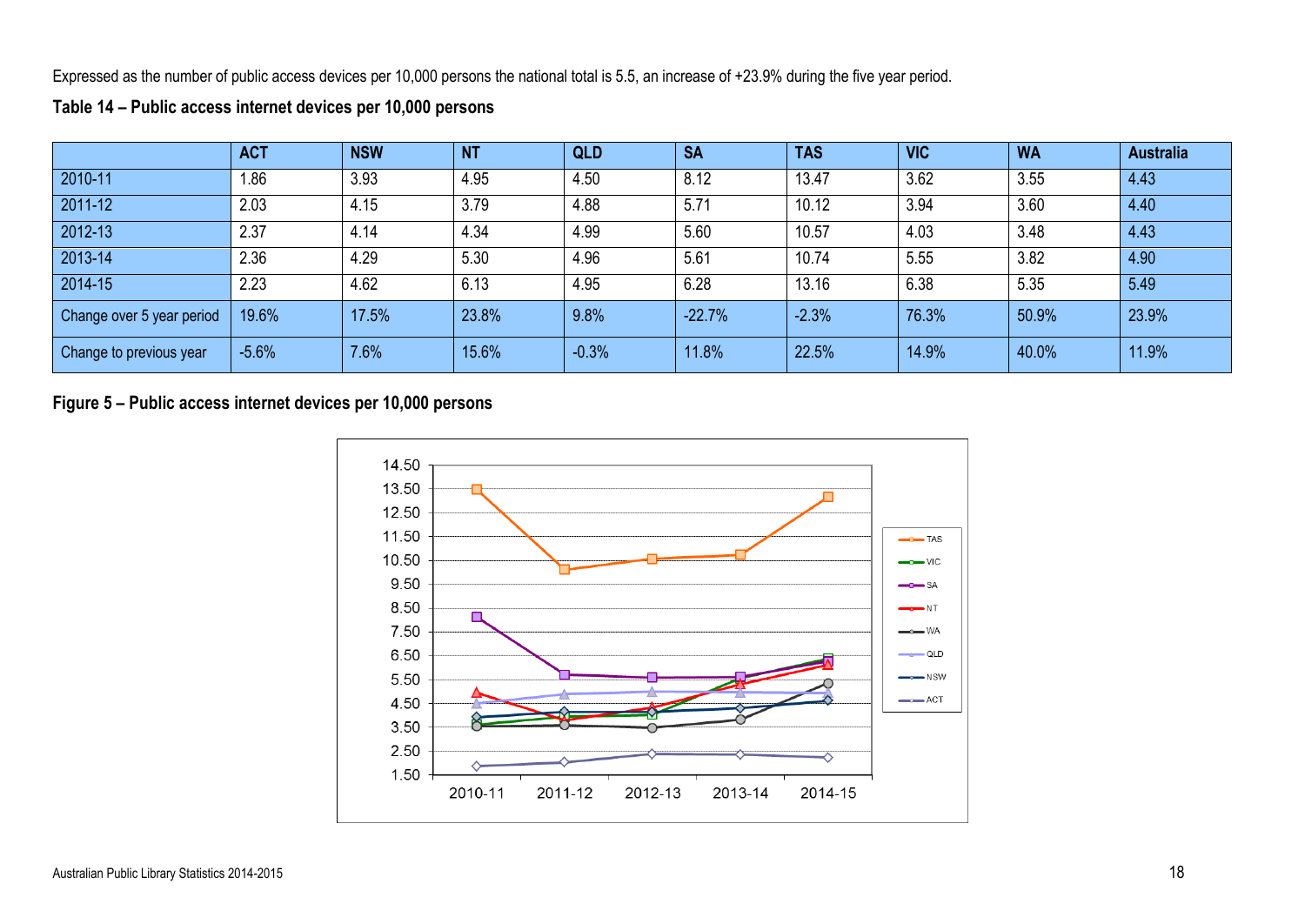Expressed as the number of public access devices per 10,000 persons the national total is 5.5, an increase of +23.9% during the five year period.

**Table 14 – Public access internet devices per 10,000 persons**

| | ACT | NSW | NT | QLD | SA | TAS | VIC | WA | Australia |
|---|---|---|---|---|---|---|---|---|---|
| 2010-11 | 1.86 | 3.93 | 4.95 | 4.50 | 8.12 | 13.47 | 3.62 | 3.55 | 4.43 |
| 2011-12 | 2.03 | 4.15 | 3.79 | 4.88 | 5.71 | 10.12 | 3.94 | 3.60 | 4.40 |
| 2012-13 | 2.37 | 4.14 | 4.34 | 4.99 | 5.60 | 10.57 | 4.03 | 3.48 | 4.43 |
| 2013-14 | 2.36 | 4.29 | 5.30 | 4.96 | 5.61 | 10.74 | 5.55 | 3.82 | 4.90 |
| 2014-15 | 2.23 | 4.62 | 6.13 | 4.95 | 6.28 | 13.16 | 6.38 | 5.35 | 5.49 |
| Change over 5 year period | 19.6% | 17.5% | 23.8% | 9.8% | -22.7% | -2.3% | 76.3% | 50.9% | 23.9% |
| Change to previous year | -5.6% | 7.6% | 15.6% | -0.3% | 11.8% | 22.5% | 14.9% | 40.0% | 11.9% |

**Figure 5 – Public access internet devices per 10,000 persons**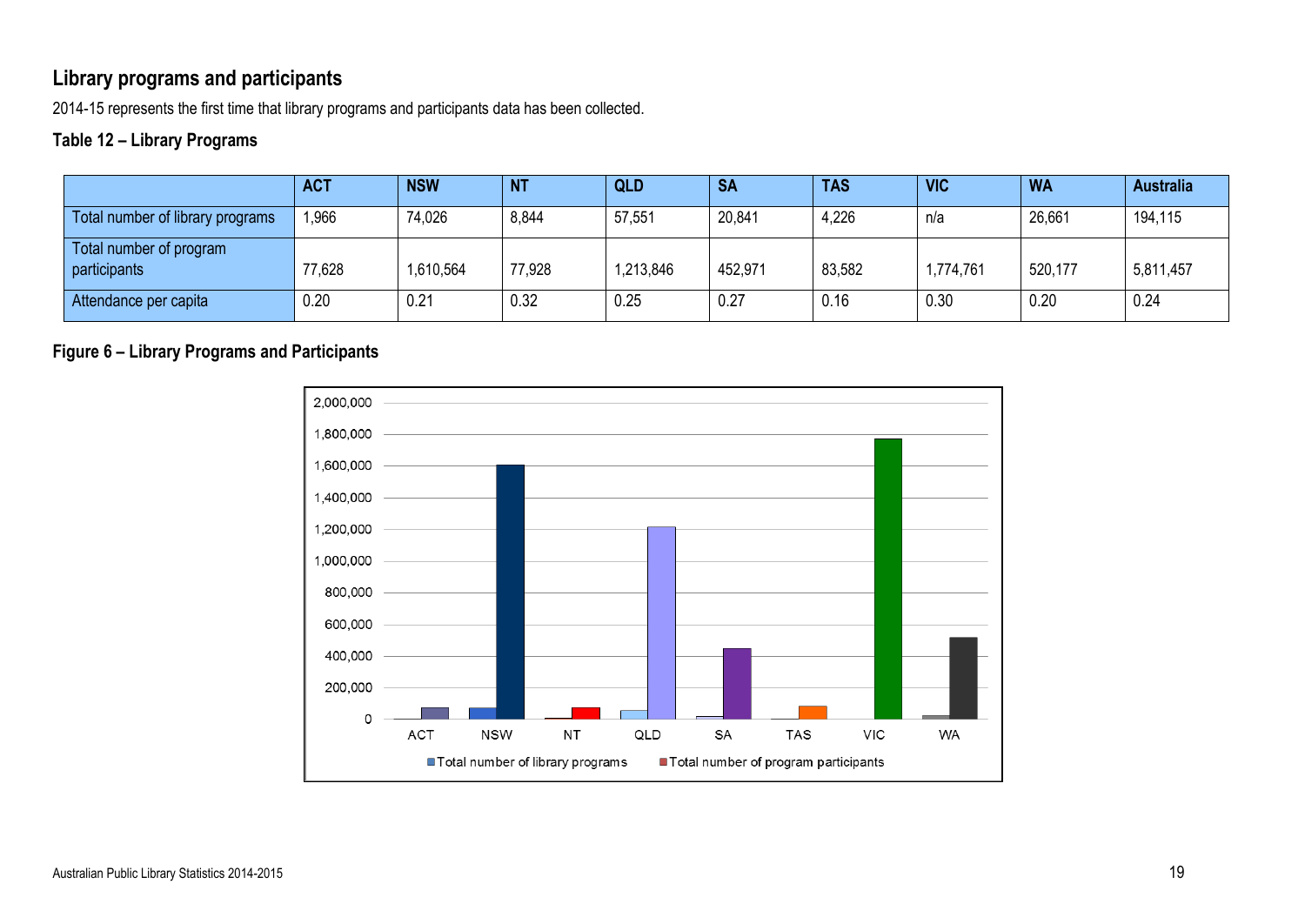## Library programs and participants

2014-15 represents the first time that library programs and participants data has been collected.

### Table 12 – Library Programs

| | ACT | NSW | NT | QLD | SA | TAS | VIC | WA | Australia |
|---|---|---|---|---|---|---|---|---|---|
| Total number of library programs | 1,966 | 74,026 | 8,844 | 57,551 | 20,841 | 4,226 | n/a | 26,661 | 194,115 |
| Total number of program participants | 77,628 | 1,610,564 | 77,928 | 1,213,846 | 452,971 | 83,582 | 1,774,761 | 520,177 | 5,811,457 |
| Attendance per capita | 0.20 | 0.21 | 0.32 | 0.25 | 0.27 | 0.16 | 0.30 | 0.20 | 0.24 |

### Figure 6 – Library Programs and Participants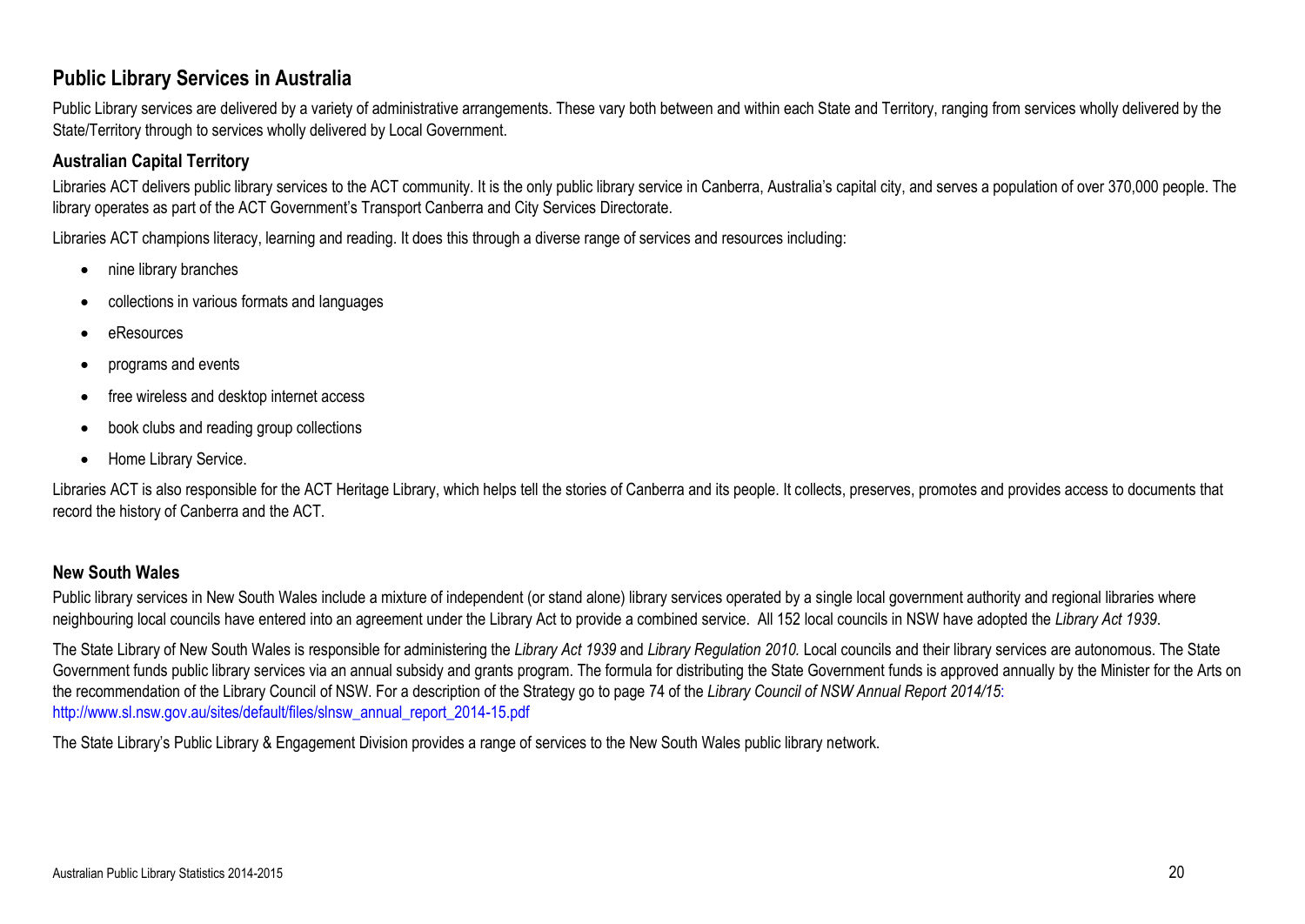## Public Library Services in Australia

Public Library services are delivered by a variety of administrative arrangements. These vary both between and within each State and Territory, ranging from services wholly delivered by the State/Territory through to services wholly delivered by Local Government.

### Australian Capital Territory

Libraries ACT delivers public library services to the ACT community. It is the only public library service in Canberra, Australia's capital city, and serves a population of over 370,000 people. The library operates as part of the ACT Government's Transport Canberra and City Services Directorate.

Libraries ACT champions literacy, learning and reading. It does this through a diverse range of services and resources including:

- nine library branches
- collections in various formats and languages
- eResources
- programs and events
- free wireless and desktop internet access
- book clubs and reading group collections
- Home Library Service.

Libraries ACT is also responsible for the ACT Heritage Library, which helps tell the stories of Canberra and its people. It collects, preserves, promotes and provides access to documents that record the history of Canberra and the ACT.

### New South Wales

Public library services in New South Wales include a mixture of independent (or stand alone) library services operated by a single local government authority and regional libraries where neighbouring local councils have entered into an agreement under the Library Act to provide a combined service. All 152 local councils in NSW have adopted the *Library Act 1939*.

The State Library of New South Wales is responsible for administering the *Library Act 1939* and *Library Regulation 2010.* Local councils and their library services are autonomous. The State Government funds public library services via an annual subsidy and grants program. The formula for distributing the State Government funds is approved annually by the Minister for the Arts on the recommendation of the Library Council of NSW. For a description of the Strategy go to page 74 of the *Library Council of NSW Annual Report 2014/15*: http://www.sl.nsw.gov.au/sites/default/files/slnsw_annual_report_2014-15.pdf

The State Library's Public Library & Engagement Division provides a range of services to the New South Wales public library network.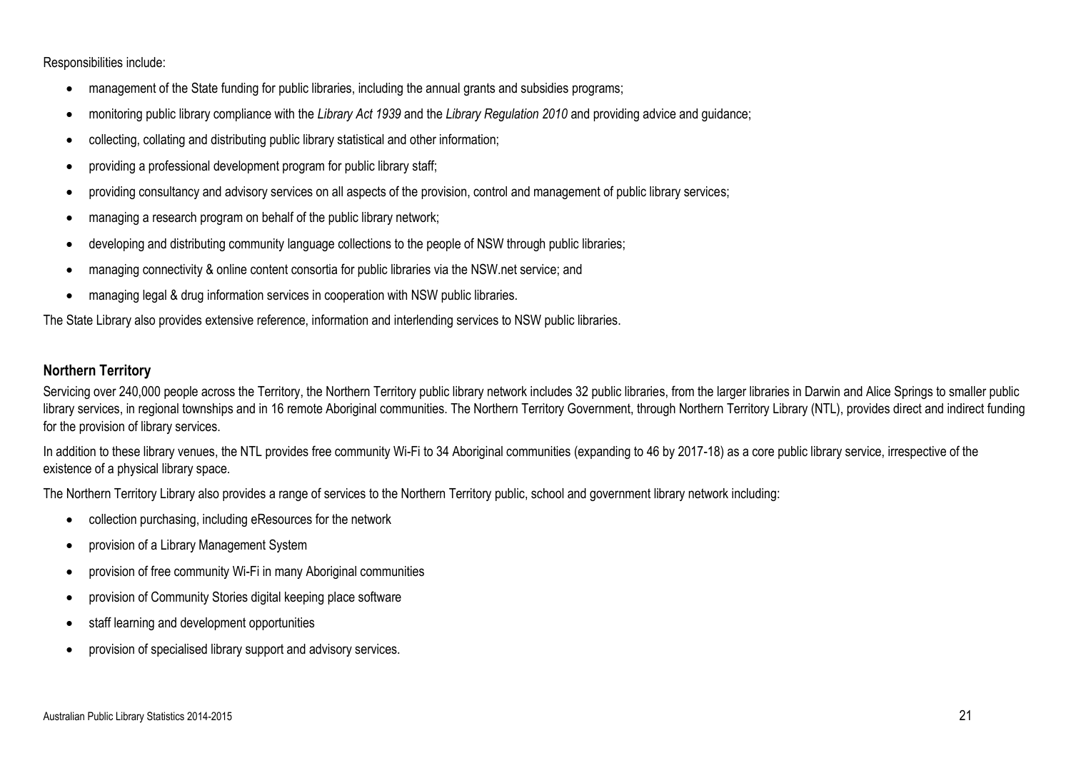Responsibilities include:

- management of the State funding for public libraries, including the annual grants and subsidies programs;
- monitoring public library compliance with the *Library Act 1939* and the *Library Regulation 2010* and providing advice and guidance;
- collecting, collating and distributing public library statistical and other information;
- providing a professional development program for public library staff;
- providing consultancy and advisory services on all aspects of the provision, control and management of public library services;
- managing a research program on behalf of the public library network;
- developing and distributing community language collections to the people of NSW through public libraries;
- managing connectivity & online content consortia for public libraries via the NSW.net service; and
- managing legal & drug information services in cooperation with NSW public libraries.

The State Library also provides extensive reference, information and interlending services to NSW public libraries.

## Northern Territory

Servicing over 240,000 people across the Territory, the Northern Territory public library network includes 32 public libraries, from the larger libraries in Darwin and Alice Springs to smaller public library services, in regional townships and in 16 remote Aboriginal communities. The Northern Territory Government, through Northern Territory Library (NTL), provides direct and indirect funding for the provision of library services.

In addition to these library venues, the NTL provides free community Wi-Fi to 34 Aboriginal communities (expanding to 46 by 2017-18) as a core public library service, irrespective of the existence of a physical library space.

The Northern Territory Library also provides a range of services to the Northern Territory public, school and government library network including:

- collection purchasing, including eResources for the network
- provision of a Library Management System
- provision of free community Wi-Fi in many Aboriginal communities
- provision of Community Stories digital keeping place software
- staff learning and development opportunities
- provision of specialised library support and advisory services.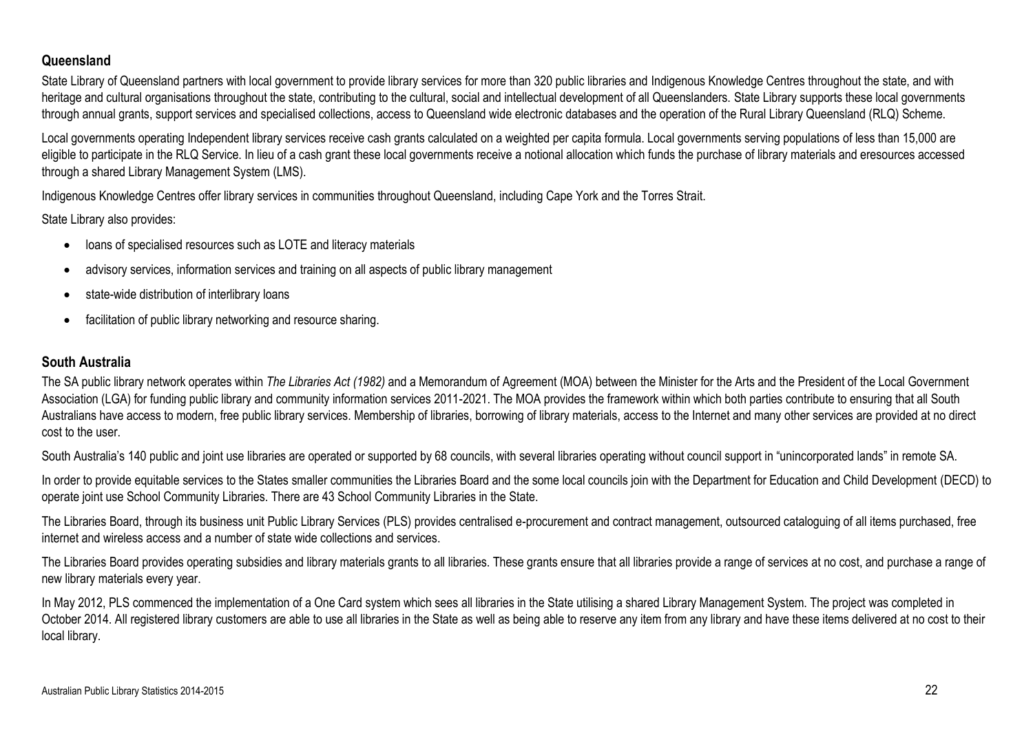## Queensland

State Library of Queensland partners with local government to provide library services for more than 320 public libraries and Indigenous Knowledge Centres throughout the state, and with heritage and cultural organisations throughout the state, contributing to the cultural, social and intellectual development of all Queenslanders. State Library supports these local governments through annual grants, support services and specialised collections, access to Queensland wide electronic databases and the operation of the Rural Library Queensland (RLQ) Scheme.

Local governments operating Independent library services receive cash grants calculated on a weighted per capita formula. Local governments serving populations of less than 15,000 are eligible to participate in the RLQ Service. In lieu of a cash grant these local governments receive a notional allocation which funds the purchase of library materials and eresources accessed through a shared Library Management System (LMS).

Indigenous Knowledge Centres offer library services in communities throughout Queensland, including Cape York and the Torres Strait.

State Library also provides:

- loans of specialised resources such as LOTE and literacy materials
- advisory services, information services and training on all aspects of public library management
- state-wide distribution of interlibrary loans
- facilitation of public library networking and resource sharing.

## South Australia

The SA public library network operates within *The Libraries Act (1982)* and a Memorandum of Agreement (MOA) between the Minister for the Arts and the President of the Local Government Association (LGA) for funding public library and community information services 2011-2021. The MOA provides the framework within which both parties contribute to ensuring that all South Australians have access to modern, free public library services. Membership of libraries, borrowing of library materials, access to the Internet and many other services are provided at no direct cost to the user.

South Australia's 140 public and joint use libraries are operated or supported by 68 councils, with several libraries operating without council support in "unincorporated lands" in remote SA.

In order to provide equitable services to the States smaller communities the Libraries Board and the some local councils join with the Department for Education and Child Development (DECD) to operate joint use School Community Libraries. There are 43 School Community Libraries in the State.

The Libraries Board, through its business unit Public Library Services (PLS) provides centralised e-procurement and contract management, outsourced cataloguing of all items purchased, free internet and wireless access and a number of state wide collections and services.

The Libraries Board provides operating subsidies and library materials grants to all libraries. These grants ensure that all libraries provide a range of services at no cost, and purchase a range of new library materials every year.

In May 2012, PLS commenced the implementation of a One Card system which sees all libraries in the State utilising a shared Library Management System. The project was completed in October 2014. All registered library customers are able to use all libraries in the State as well as being able to reserve any item from any library and have these items delivered at no cost to their local library.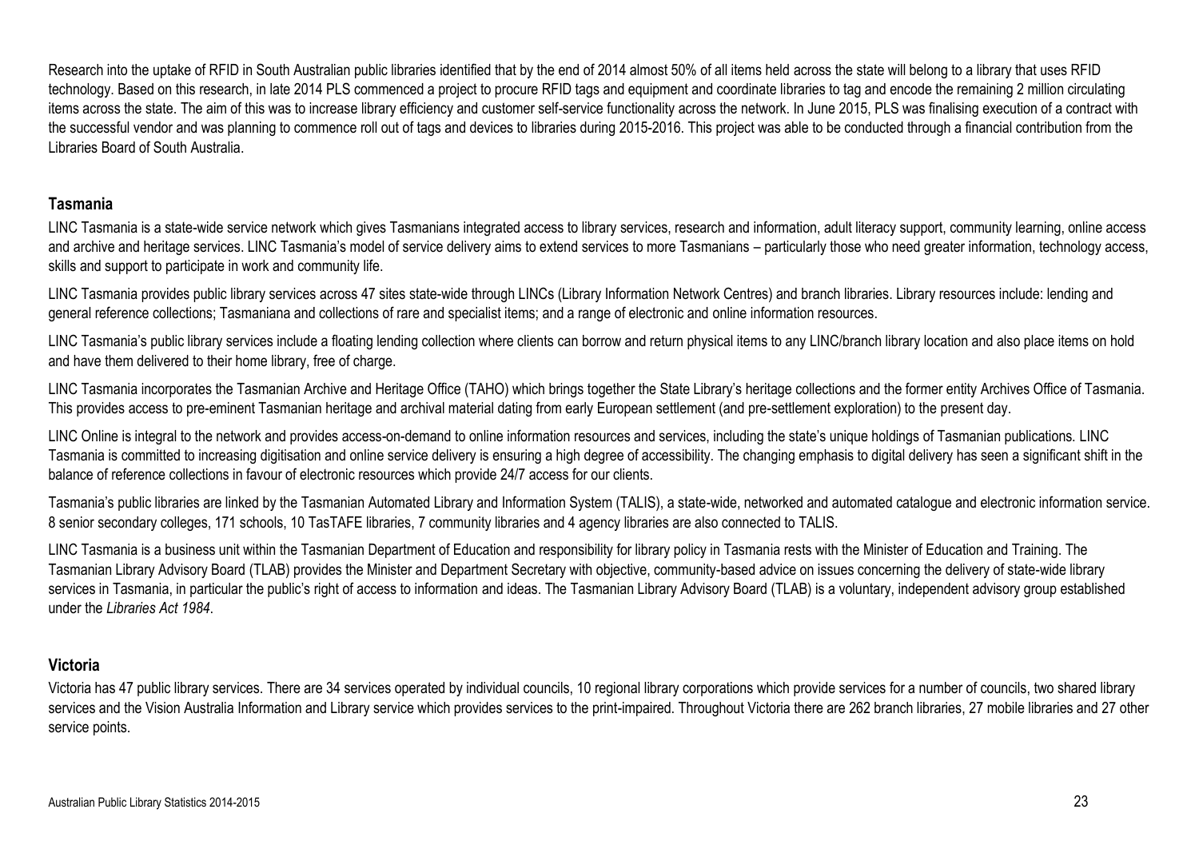Research into the uptake of RFID in South Australian public libraries identified that by the end of 2014 almost 50% of all items held across the state will belong to a library that uses RFID technology. Based on this research, in late 2014 PLS commenced a project to procure RFID tags and equipment and coordinate libraries to tag and encode the remaining 2 million circulating items across the state. The aim of this was to increase library efficiency and customer self-service functionality across the network. In June 2015, PLS was finalising execution of a contract with the successful vendor and was planning to commence roll out of tags and devices to libraries during 2015-2016. This project was able to be conducted through a financial contribution from the Libraries Board of South Australia.

## Tasmania

LINC Tasmania is a state-wide service network which gives Tasmanians integrated access to library services, research and information, adult literacy support, community learning, online access and archive and heritage services. LINC Tasmania's model of service delivery aims to extend services to more Tasmanians – particularly those who need greater information, technology access, skills and support to participate in work and community life.

LINC Tasmania provides public library services across 47 sites state-wide through LINCs (Library Information Network Centres) and branch libraries. Library resources include: lending and general reference collections; Tasmaniana and collections of rare and specialist items; and a range of electronic and online information resources.

LINC Tasmania's public library services include a floating lending collection where clients can borrow and return physical items to any LINC/branch library location and also place items on hold and have them delivered to their home library, free of charge.

LINC Tasmania incorporates the Tasmanian Archive and Heritage Office (TAHO) which brings together the State Library's heritage collections and the former entity Archives Office of Tasmania. This provides access to pre-eminent Tasmanian heritage and archival material dating from early European settlement (and pre-settlement exploration) to the present day.

LINC Online is integral to the network and provides access-on-demand to online information resources and services, including the state's unique holdings of Tasmanian publications. LINC Tasmania is committed to increasing digitisation and online service delivery is ensuring a high degree of accessibility. The changing emphasis to digital delivery has seen a significant shift in the balance of reference collections in favour of electronic resources which provide 24/7 access for our clients.

Tasmania's public libraries are linked by the Tasmanian Automated Library and Information System (TALIS), a state-wide, networked and automated catalogue and electronic information service. 8 senior secondary colleges, 171 schools, 10 TasTAFE libraries, 7 community libraries and 4 agency libraries are also connected to TALIS.

LINC Tasmania is a business unit within the Tasmanian Department of Education and responsibility for library policy in Tasmania rests with the Minister of Education and Training. The Tasmanian Library Advisory Board (TLAB) provides the Minister and Department Secretary with objective, community-based advice on issues concerning the delivery of state-wide library services in Tasmania, in particular the public's right of access to information and ideas. The Tasmanian Library Advisory Board (TLAB) is a voluntary, independent advisory group established under the *Libraries Act 1984*.

## Victoria

Victoria has 47 public library services. There are 34 services operated by individual councils, 10 regional library corporations which provide services for a number of councils, two shared library services and the Vision Australia Information and Library service which provides services to the print-impaired. Throughout Victoria there are 262 branch libraries, 27 mobile libraries and 27 other service points.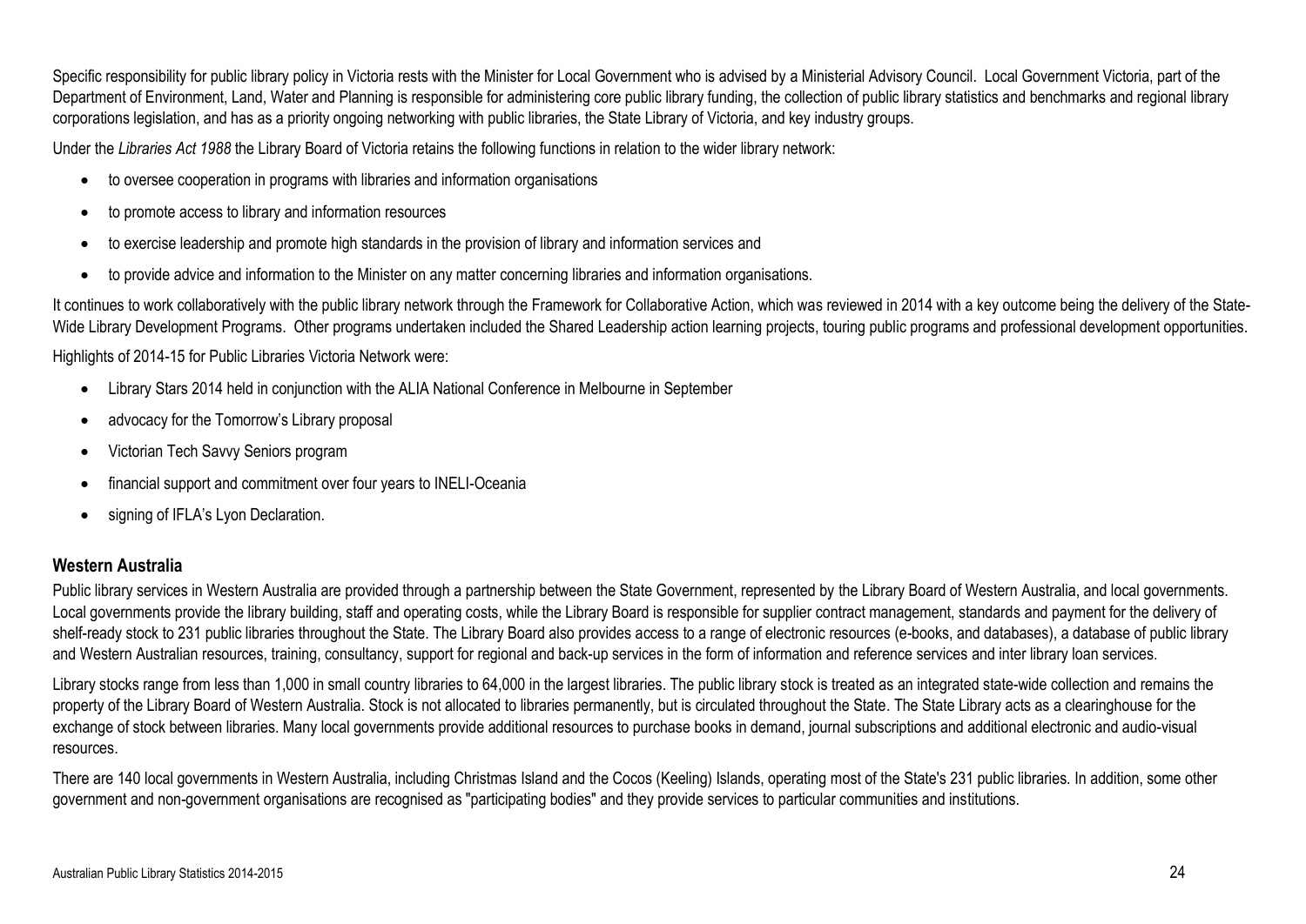Specific responsibility for public library policy in Victoria rests with the Minister for Local Government who is advised by a Ministerial Advisory Council. Local Government Victoria, part of the Department of Environment, Land, Water and Planning is responsible for administering core public library funding, the collection of public library statistics and benchmarks and regional library corporations legislation, and has as a priority ongoing networking with public libraries, the State Library of Victoria, and key industry groups.

Under the *Libraries Act 1988* the Library Board of Victoria retains the following functions in relation to the wider library network:

- to oversee cooperation in programs with libraries and information organisations
- to promote access to library and information resources
- to exercise leadership and promote high standards in the provision of library and information services and
- to provide advice and information to the Minister on any matter concerning libraries and information organisations.

It continues to work collaboratively with the public library network through the Framework for Collaborative Action, which was reviewed in 2014 with a key outcome being the delivery of the State-Wide Library Development Programs. Other programs undertaken included the Shared Leadership action learning projects, touring public programs and professional development opportunities.

Highlights of 2014-15 for Public Libraries Victoria Network were:

- Library Stars 2014 held in conjunction with the ALIA National Conference in Melbourne in September
- advocacy for the Tomorrow's Library proposal
- Victorian Tech Savvy Seniors program
- financial support and commitment over four years to INELI-Oceania
- signing of IFLA's Lyon Declaration.

## Western Australia

Public library services in Western Australia are provided through a partnership between the State Government, represented by the Library Board of Western Australia, and local governments. Local governments provide the library building, staff and operating costs, while the Library Board is responsible for supplier contract management, standards and payment for the delivery of shelf-ready stock to 231 public libraries throughout the State. The Library Board also provides access to a range of electronic resources (e-books, and databases), a database of public library and Western Australian resources, training, consultancy, support for regional and back-up services in the form of information and reference services and inter library loan services.

Library stocks range from less than 1,000 in small country libraries to 64,000 in the largest libraries. The public library stock is treated as an integrated state-wide collection and remains the property of the Library Board of Western Australia. Stock is not allocated to libraries permanently, but is circulated throughout the State. The State Library acts as a clearinghouse for the exchange of stock between libraries. Many local governments provide additional resources to purchase books in demand, journal subscriptions and additional electronic and audio-visual resources.

There are 140 local governments in Western Australia, including Christmas Island and the Cocos (Keeling) Islands, operating most of the State's 231 public libraries. In addition, some other government and non-government organisations are recognised as "participating bodies" and they provide services to particular communities and institutions.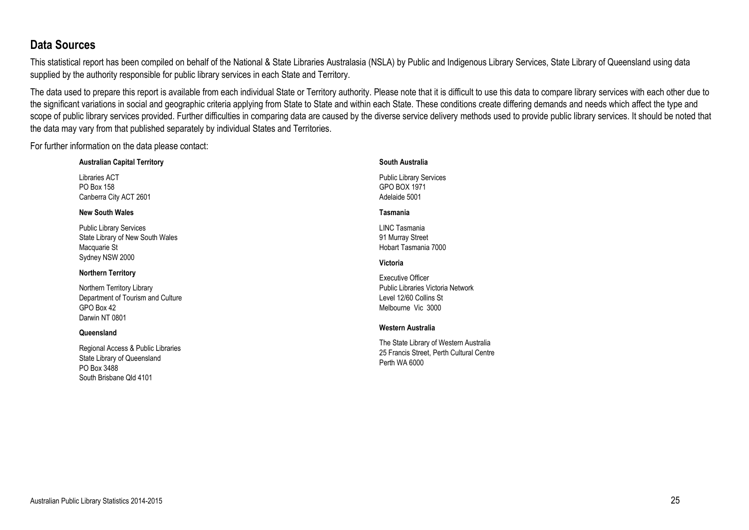## Data Sources

This statistical report has been compiled on behalf of the National & State Libraries Australasia (NSLA) by Public and Indigenous Library Services, State Library of Queensland using data supplied by the authority responsible for public library services in each State and Territory.

The data used to prepare this report is available from each individual State or Territory authority. Please note that it is difficult to use this data to compare library services with each other due to the significant variations in social and geographic criteria applying from State to State and within each State. These conditions create differing demands and needs which affect the type and scope of public library services provided. Further difficulties in comparing data are caused by the diverse service delivery methods used to provide public library services. It should be noted that the data may vary from that published separately by individual States and Territories.

For further information on the data please contact:

**Australian Capital Territory**

Libraries ACT
PO Box 158
Canberra City ACT 2601

**New South Wales**

Public Library Services
State Library of New South Wales
Macquarie St
Sydney NSW 2000

**Northern Territory**

Northern Territory Library
Department of Tourism and Culture
GPO Box 42
Darwin NT 0801

**Queensland**

Regional Access & Public Libraries
State Library of Queensland
PO Box 3488
South Brisbane Qld 4101

**South Australia**

Public Library Services
GPO BOX 1971
Adelaide 5001

**Tasmania**

LINC Tasmania
91 Murray Street
Hobart Tasmania 7000

**Victoria**

Executive Officer
Public Libraries Victoria Network
Level 12/60 Collins St
Melbourne Vic 3000

**Western Australia**

The State Library of Western Australia
25 Francis Street, Perth Cultural Centre
Perth WA 6000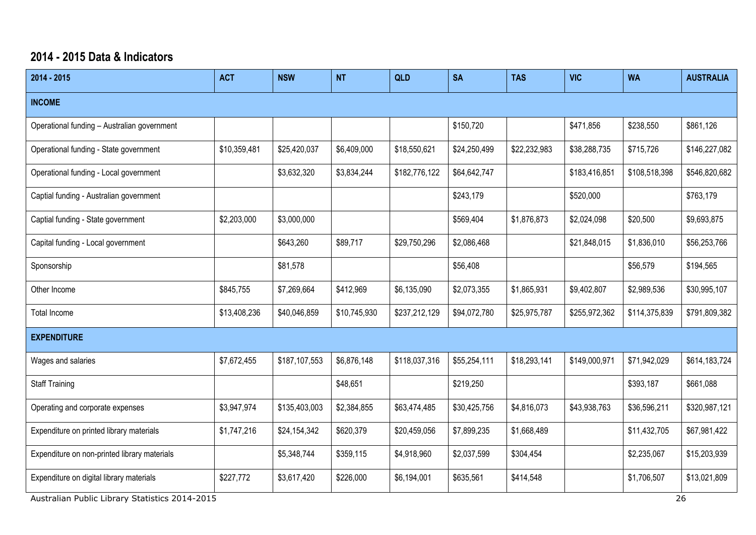## 2014 - 2015 Data & Indicators

| 2014 - 2015 | ACT | NSW | NT | QLD | SA | TAS | VIC | WA | AUSTRALIA |
|---|---|---|---|---|---|---|---|---|---|
| **INCOME** | | | | | | | | | |
| Operational funding – Australian government | | | | | $150,720 | | $471,856 | $238,550 | $861,126 |
| Operational funding - State government | $10,359,481 | $25,420,037 | $6,409,000 | $18,550,621 | $24,250,499 | $22,232,983 | $38,288,735 | $715,726 | $146,227,082 |
| Operational funding - Local government | | $3,632,320 | $3,834,244 | $182,776,122 | $64,642,747 | | $183,416,851 | $108,518,398 | $546,820,682 |
| Captial funding - Australian government | | | | | $243,179 | | $520,000 | | $763,179 |
| Captial funding - State government | $2,203,000 | $3,000,000 | | | $569,404 | $1,876,873 | $2,024,098 | $20,500 | $9,693,875 |
| Capital funding - Local government | | $643,260 | $89,717 | $29,750,296 | $2,086,468 | | $21,848,015 | $1,836,010 | $56,253,766 |
| Sponsorship | | $81,578 | | | $56,408 | | | $56,579 | $194,565 |
| Other Income | $845,755 | $7,269,664 | $412,969 | $6,135,090 | $2,073,355 | $1,865,931 | $9,402,807 | $2,989,536 | $30,995,107 |
| Total Income | $13,408,236 | $40,046,859 | $10,745,930 | $237,212,129 | $94,072,780 | $25,975,787 | $255,972,362 | $114,375,839 | $791,809,382 |
| **EXPENDITURE** | | | | | | | | | |
| Wages and salaries | $7,672,455 | $187,107,553 | $6,876,148 | $118,037,316 | $55,254,111 | $18,293,141 | $149,000,971 | $71,942,029 | $614,183,724 |
| Staff Training | | | $48,651 | | $219,250 | | | $393,187 | $661,088 |
| Operating and corporate expenses | $3,947,974 | $135,403,003 | $2,384,855 | $63,474,485 | $30,425,756 | $4,816,073 | $43,938,763 | $36,596,211 | $320,987,121 |
| Expenditure on printed library materials | $1,747,216 | $24,154,342 | $620,379 | $20,459,056 | $7,899,235 | $1,668,489 | | $11,432,705 | $67,981,422 |
| Expenditure on non-printed library materials | | $5,348,744 | $359,115 | $4,918,960 | $2,037,599 | $304,454 | | $2,235,067 | $15,203,939 |
| Expenditure on digital library materials | $227,772 | $3,617,420 | $226,000 | $6,194,001 | $635,561 | $414,548 | | $1,706,507 | $13,021,809 |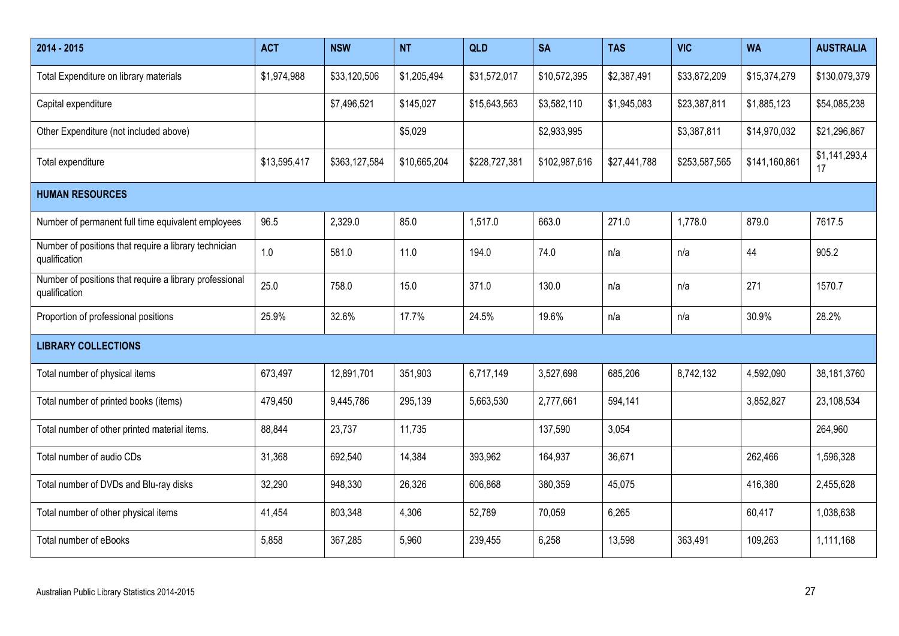| 2014 - 2015 | ACT | NSW | NT | QLD | SA | TAS | VIC | WA | AUSTRALIA |
|---|---|---|---|---|---|---|---|---|---|
| Total Expenditure on library materials | $1,974,988 | $33,120,506 | $1,205,494 | $31,572,017 | $10,572,395 | $2,387,491 | $33,872,209 | $15,374,279 | $130,079,379 |
| Capital expenditure | | $7,496,521 | $145,027 | $15,643,563 | $3,582,110 | $1,945,083 | $23,387,811 | $1,885,123 | $54,085,238 |
| Other Expenditure (not included above) | | | $5,029 | | $2,933,995 | | $3,387,811 | $14,970,032 | $21,296,867 |
| Total expenditure | $13,595,417 | $363,127,584 | $10,665,204 | $228,727,381 | $102,987,616 | $27,441,788 | $253,587,565 | $141,160,861 | $1,141,293,417 |
| **HUMAN RESOURCES** | | | | | | | | | |
| Number of permanent full time equivalent employees | 96.5 | 2,329.0 | 85.0 | 1,517.0 | 663.0 | 271.0 | 1,778.0 | 879.0 | 7617.5 |
| Number of positions that require a library technician qualification | 1.0 | 581.0 | 11.0 | 194.0 | 74.0 | n/a | n/a | 44 | 905.2 |
| Number of positions that require a library professional qualification | 25.0 | 758.0 | 15.0 | 371.0 | 130.0 | n/a | n/a | 271 | 1570.7 |
| Proportion of professional positions | 25.9% | 32.6% | 17.7% | 24.5% | 19.6% | n/a | n/a | 30.9% | 28.2% |
| **LIBRARY COLLECTIONS** | | | | | | | | | |
| Total number of physical items | 673,497 | 12,891,701 | 351,903 | 6,717,149 | 3,527,698 | 685,206 | 8,742,132 | 4,592,090 | 38,181,3760 |
| Total number of printed books (items) | 479,450 | 9,445,786 | 295,139 | 5,663,530 | 2,777,661 | 594,141 | | 3,852,827 | 23,108,534 |
| Total number of other printed material items. | 88,844 | 23,737 | 11,735 | | 137,590 | 3,054 | | | 264,960 |
| Total number of audio CDs | 31,368 | 692,540 | 14,384 | 393,962 | 164,937 | 36,671 | | 262,466 | 1,596,328 |
| Total number of DVDs and Blu-ray disks | 32,290 | 948,330 | 26,326 | 606,868 | 380,359 | 45,075 | | 416,380 | 2,455,628 |
| Total number of other physical items | 41,454 | 803,348 | 4,306 | 52,789 | 70,059 | 6,265 | | 60,417 | 1,038,638 |
| Total number of eBooks | 5,858 | 367,285 | 5,960 | 239,455 | 6,258 | 13,598 | 363,491 | 109,263 | 1,111,168 |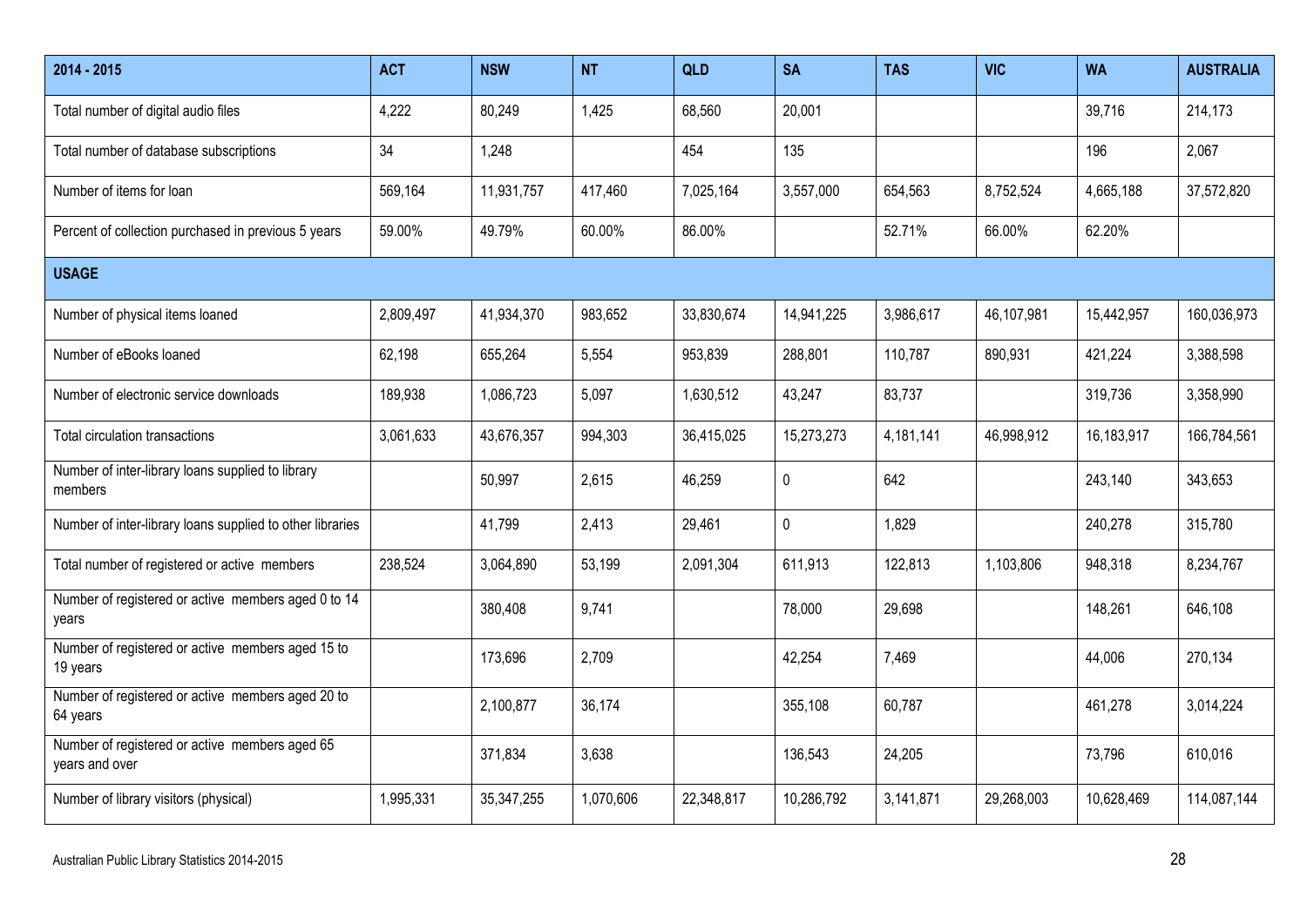| 2014 - 2015 | ACT | NSW | NT | QLD | SA | TAS | VIC | WA | AUSTRALIA |
|---|---|---|---|---|---|---|---|---|---|
| Total number of digital audio files | 4,222 | 80,249 | 1,425 | 68,560 | 20,001 | | | 39,716 | 214,173 |
| Total number of database subscriptions | 34 | 1,248 | | 454 | 135 | | | 196 | 2,067 |
| Number of items for loan | 569,164 | 11,931,757 | 417,460 | 7,025,164 | 3,557,000 | 654,563 | 8,752,524 | 4,665,188 | 37,572,820 |
| Percent of collection purchased in previous 5 years | 59.00% | 49.79% | 60.00% | 86.00% | | 52.71% | 66.00% | 62.20% | |
| **USAGE** | | | | | | | | | |
| Number of physical items loaned | 2,809,497 | 41,934,370 | 983,652 | 33,830,674 | 14,941,225 | 3,986,617 | 46,107,981 | 15,442,957 | 160,036,973 |
| Number of eBooks loaned | 62,198 | 655,264 | 5,554 | 953,839 | 288,801 | 110,787 | 890,931 | 421,224 | 3,388,598 |
| Number of electronic service downloads | 189,938 | 1,086,723 | 5,097 | 1,630,512 | 43,247 | 83,737 | | 319,736 | 3,358,990 |
| Total circulation transactions | 3,061,633 | 43,676,357 | 994,303 | 36,415,025 | 15,273,273 | 4,181,141 | 46,998,912 | 16,183,917 | 166,784,561 |
| Number of inter-library loans supplied to library members | | 50,997 | 2,615 | 46,259 | 0 | 642 | | 243,140 | 343,653 |
| Number of inter-library loans supplied to other libraries | | 41,799 | 2,413 | 29,461 | 0 | 1,829 | | 240,278 | 315,780 |
| Total number of registered or active members | 238,524 | 3,064,890 | 53,199 | 2,091,304 | 611,913 | 122,813 | 1,103,806 | 948,318 | 8,234,767 |
| Number of registered or active members aged 0 to 14 years | | 380,408 | 9,741 | | 78,000 | 29,698 | | 148,261 | 646,108 |
| Number of registered or active members aged 15 to 19 years | | 173,696 | 2,709 | | 42,254 | 7,469 | | 44,006 | 270,134 |
| Number of registered or active members aged 20 to 64 years | | 2,100,877 | 36,174 | | 355,108 | 60,787 | | 461,278 | 3,014,224 |
| Number of registered or active members aged 65 years and over | | 371,834 | 3,638 | | 136,543 | 24,205 | | 73,796 | 610,016 |
| Number of library visitors (physical) | 1,995,331 | 35,347,255 | 1,070,606 | 22,348,817 | 10,286,792 | 3,141,871 | 29,268,003 | 10,628,469 | 114,087,144 |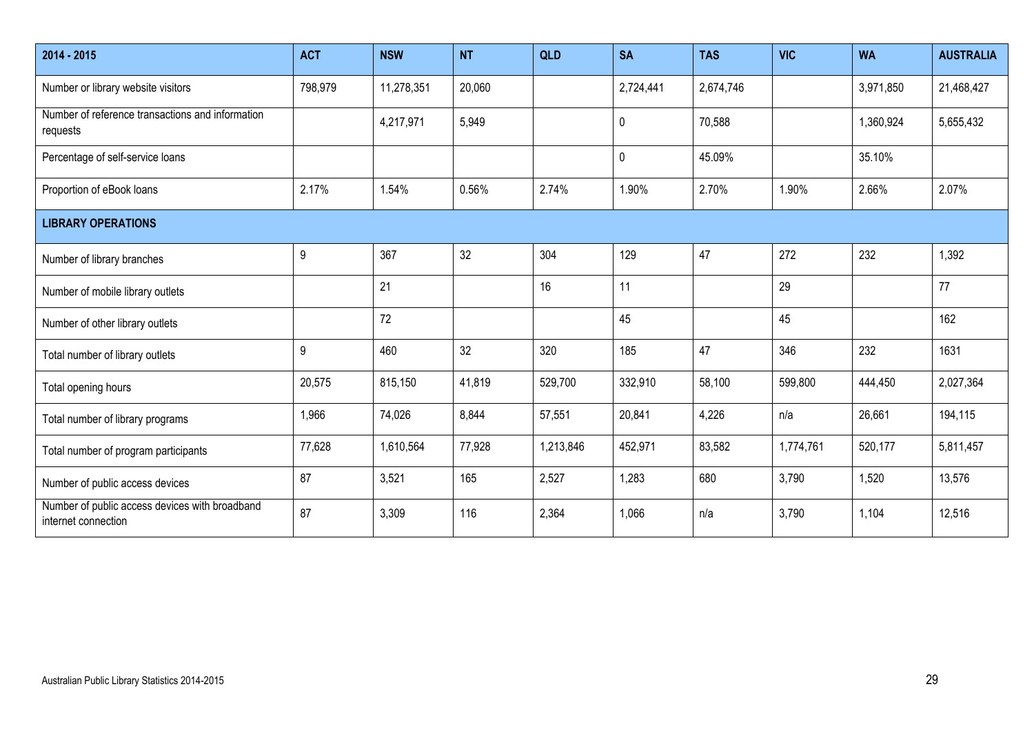| 2014 - 2015 | ACT | NSW | NT | QLD | SA | TAS | VIC | WA | AUSTRALIA |
|---|---|---|---|---|---|---|---|---|---|
| Number or library website visitors | 798,979 | 11,278,351 | 20,060 | | 2,724,441 | 2,674,746 | | 3,971,850 | 21,468,427 |
| Number of reference transactions and information requests | | 4,217,971 | 5,949 | | 0 | 70,588 | | 1,360,924 | 5,655,432 |
| Percentage of self-service loans | | | | | 0 | 45.09% | | 35.10% | |
| Proportion of eBook loans | 2.17% | 1.54% | 0.56% | 2.74% | 1.90% | 2.70% | 1.90% | 2.66% | 2.07% |
| **LIBRARY OPERATIONS** | | | | | | | | | |
| Number of library branches | 9 | 367 | 32 | 304 | 129 | 47 | 272 | 232 | 1,392 |
| Number of mobile library outlets | | 21 | | 16 | 11 | | 29 | | 77 |
| Number of other library outlets | | 72 | | | 45 | | 45 | | 162 |
| Total number of library outlets | 9 | 460 | 32 | 320 | 185 | 47 | 346 | 232 | 1631 |
| Total opening hours | 20,575 | 815,150 | 41,819 | 529,700 | 332,910 | 58,100 | 599,800 | 444,450 | 2,027,364 |
| Total number of library programs | 1,966 | 74,026 | 8,844 | 57,551 | 20,841 | 4,226 | n/a | 26,661 | 194,115 |
| Total number of program participants | 77,628 | 1,610,564 | 77,928 | 1,213,846 | 452,971 | 83,582 | 1,774,761 | 520,177 | 5,811,457 |
| Number of public access devices | 87 | 3,521 | 165 | 2,527 | 1,283 | 680 | 3,790 | 1,520 | 13,576 |
| Number of public access devices with broadband internet connection | 87 | 3,309 | 116 | 2,364 | 1,066 | n/a | 3,790 | 1,104 | 12,516 |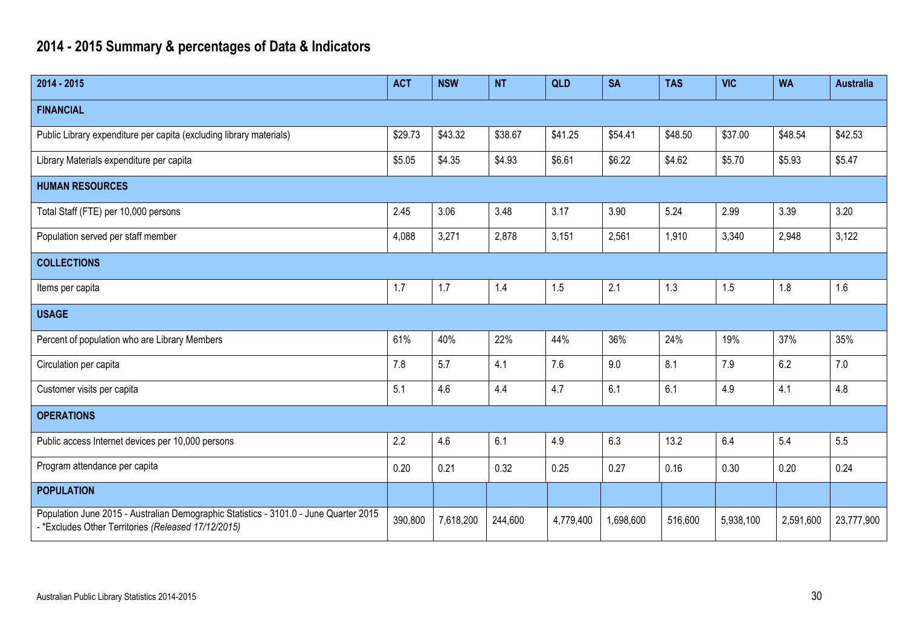## 2014 - 2015 Summary & percentages of Data & Indicators

| 2014 - 2015 | ACT | NSW | NT | QLD | SA | TAS | VIC | WA | Australia |
|---|---|---|---|---|---|---|---|---|---|
| **FINANCIAL** | | | | | | | | | |
| Public Library expenditure per capita (excluding library materials) | $29.73 | $43.32 | $38.67 | $41.25 | $54.41 | $48.50 | $37.00 | $48.54 | $42.53 |
| Library Materials expenditure per capita | $5.05 | $4.35 | $4.93 | $6.61 | $6.22 | $4.62 | $5.70 | $5.93 | $5.47 |
| **HUMAN RESOURCES** | | | | | | | | | |
| Total Staff (FTE) per 10,000 persons | 2.45 | 3.06 | 3.48 | 3.17 | 3.90 | 5.24 | 2.99 | 3.39 | 3.20 |
| Population served per staff member | 4,088 | 3,271 | 2,878 | 3,151 | 2,561 | 1,910 | 3,340 | 2,948 | 3,122 |
| **COLLECTIONS** | | | | | | | | | |
| Items per capita | 1.7 | 1.7 | 1.4 | 1.5 | 2.1 | 1.3 | 1.5 | 1.8 | 1.6 |
| **USAGE** | | | | | | | | | |
| Percent of population who are Library Members | 61% | 40% | 22% | 44% | 36% | 24% | 19% | 37% | 35% |
| Circulation per capita | 7.8 | 5.7 | 4.1 | 7.6 | 9.0 | 8.1 | 7.9 | 6.2 | 7.0 |
| Customer visits per capita | 5.1 | 4.6 | 4.4 | 4.7 | 6.1 | 6.1 | 4.9 | 4.1 | 4.8 |
| **OPERATIONS** | | | | | | | | | |
| Public access Internet devices per 10,000 persons | 2.2 | 4.6 | 6.1 | 4.9 | 6.3 | 13.2 | 6.4 | 5.4 | 5.5 |
| Program attendance per capita | 0.20 | 0.21 | 0.32 | 0.25 | 0.27 | 0.16 | 0.30 | 0.20 | 0.24 |
| **POPULATION** | | | | | | | | | |
| Population June 2015 - Australian Demographic Statistics - 3101.0 - June Quarter 2015 - *Excludes Other Territories *(Released 17/12/2015)* | 390,800 | 7,618,200 | 244,600 | 4,779,400 | 1,698,600 | 516,600 | 5,938,100 | 2,591,600 | 23,777,900 |